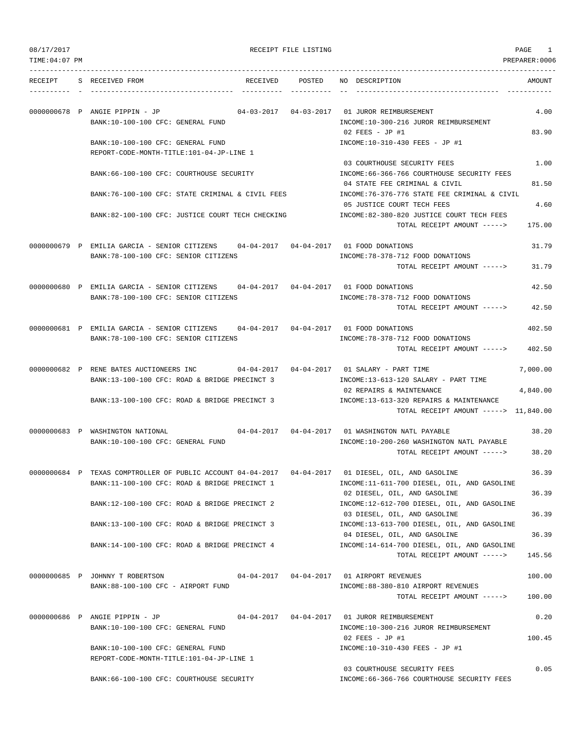08/17/2017 RECEIPT FILE LISTING

TIME:04:07 PM PREPARER:0006

| RECEIPT | S | RECEIVED FROM | RECEIVED | POSTED | NO | DESCRIPTION | AMOUNT |
|---|---|---|---|---|---|---|---|
| 0000000678 | P | ANGIE PIPPIN - JP | 04-03-2017 | 04-03-2017 | 01 | JUROR REIMBURSEMENT | 4.00 |
| | | BANK:10-100-100 CFC: GENERAL FUND | | | | INCOME:10-300-216 JUROR REIMBURSEMENT | |
| | | | | | 02 | FEES - JP #1 | 83.90 |
| | | BANK:10-100-100 CFC: GENERAL FUND | | | | INCOME:10-310-430 FEES - JP #1 | |
| | | REPORT-CODE-MONTH-TITLE:101-04-JP-LINE 1 | | | | | |
| | | | | | 03 | COURTHOUSE SECURITY FEES | 1.00 |
| | | BANK:66-100-100 CFC: COURTHOUSE SECURITY | | | | INCOME:66-366-766 COURTHOUSE SECURITY FEES | |
| | | | | | 04 | STATE FEE CRIMINAL & CIVIL | 81.50 |
| | | BANK:76-100-100 CFC: STATE CRIMINAL & CIVIL FEES | | | | INCOME:76-376-776 STATE FEE CRIMINAL & CIVIL | |
| | | | | | 05 | JUSTICE COURT TECH FEES | 4.60 |
| | | BANK:82-100-100 CFC: JUSTICE COURT TECH CHECKING | | | | INCOME:82-380-820 JUSTICE COURT TECH FEES | |
| | | | | | | TOTAL RECEIPT AMOUNT -----> | 175.00 |
| 0000000679 | P | EMILIA GARCIA - SENIOR CITIZENS | 04-04-2017 | 04-04-2017 | 01 | FOOD DONATIONS | 31.79 |
| | | BANK:78-100-100 CFC: SENIOR CITIZENS | | | | INCOME:78-378-712 FOOD DONATIONS | |
| | | | | | | TOTAL RECEIPT AMOUNT -----> | 31.79 |
| 0000000680 | P | EMILIA GARCIA - SENIOR CITIZENS | 04-04-2017 | 04-04-2017 | 01 | FOOD DONATIONS | 42.50 |
| | | BANK:78-100-100 CFC: SENIOR CITIZENS | | | | INCOME:78-378-712 FOOD DONATIONS | |
| | | | | | | TOTAL RECEIPT AMOUNT -----> | 42.50 |
| 0000000681 | P | EMILIA GARCIA - SENIOR CITIZENS | 04-04-2017 | 04-04-2017 | 01 | FOOD DONATIONS | 402.50 |
| | | BANK:78-100-100 CFC: SENIOR CITIZENS | | | | INCOME:78-378-712 FOOD DONATIONS | |
| | | | | | | TOTAL RECEIPT AMOUNT -----> | 402.50 |
| 0000000682 | P | RENE BATES AUCTIONEERS INC | 04-04-2017 | 04-04-2017 | 01 | SALARY - PART TIME | 7,000.00 |
| | | BANK:13-100-100 CFC: ROAD & BRIDGE PRECINCT 3 | | | | INCOME:13-613-120 SALARY - PART TIME | |
| | | | | | 02 | REPAIRS & MAINTENANCE | 4,840.00 |
| | | BANK:13-100-100 CFC: ROAD & BRIDGE PRECINCT 3 | | | | INCOME:13-613-320 REPAIRS & MAINTENANCE | |
| | | | | | | TOTAL RECEIPT AMOUNT -----> | 11,840.00 |
| 0000000683 | P | WASHINGTON NATIONAL | 04-04-2017 | 04-04-2017 | 01 | WASHINGTON NATL PAYABLE | 38.20 |
| | | BANK:10-100-100 CFC: GENERAL FUND | | | | INCOME:10-200-260 WASHINGTON NATL PAYABLE | |
| | | | | | | TOTAL RECEIPT AMOUNT -----> | 38.20 |
| 0000000684 | P | TEXAS COMPTROLLER OF PUBLIC ACCOUNT | 04-04-2017 | 04-04-2017 | 01 | DIESEL, OIL, AND GASOLINE | 36.39 |
| | | BANK:11-100-100 CFC: ROAD & BRIDGE PRECINCT 1 | | | | INCOME:11-611-700 DIESEL, OIL, AND GASOLINE | |
| | | | | | 02 | DIESEL, OIL, AND GASOLINE | 36.39 |
| | | BANK:12-100-100 CFC: ROAD & BRIDGE PRECINCT 2 | | | | INCOME:12-612-700 DIESEL, OIL, AND GASOLINE | |
| | | | | | 03 | DIESEL, OIL, AND GASOLINE | 36.39 |
| | | BANK:13-100-100 CFC: ROAD & BRIDGE PRECINCT 3 | | | | INCOME:13-613-700 DIESEL, OIL, AND GASOLINE | |
| | | | | | 04 | DIESEL, OIL, AND GASOLINE | 36.39 |
| | | BANK:14-100-100 CFC: ROAD & BRIDGE PRECINCT 4 | | | | INCOME:14-614-700 DIESEL, OIL, AND GASOLINE | |
| | | | | | | TOTAL RECEIPT AMOUNT -----> | 145.56 |
| 0000000685 | P | JOHNNY T ROBERTSON | 04-04-2017 | 04-04-2017 | 01 | AIRPORT REVENUES | 100.00 |
| | | BANK:88-100-100 CFC - AIRPORT FUND | | | | INCOME:88-380-810 AIRPORT REVENUES | |
| | | | | | | TOTAL RECEIPT AMOUNT -----> | 100.00 |
| 0000000686 | P | ANGIE PIPPIN - JP | 04-04-2017 | 04-04-2017 | 01 | JUROR REIMBURSEMENT | 0.20 |
| | | BANK:10-100-100 CFC: GENERAL FUND | | | | INCOME:10-300-216 JUROR REIMBURSEMENT | |
| | | | | | 02 | FEES - JP #1 | 100.45 |
| | | BANK:10-100-100 CFC: GENERAL FUND | | | | INCOME:10-310-430 FEES - JP #1 | |
| | | REPORT-CODE-MONTH-TITLE:101-04-JP-LINE 1 | | | | | |
| | | | | | 03 | COURTHOUSE SECURITY FEES | 0.05 |
| | | BANK:66-100-100 CFC: COURTHOUSE SECURITY | | | | INCOME:66-366-766 COURTHOUSE SECURITY FEES | |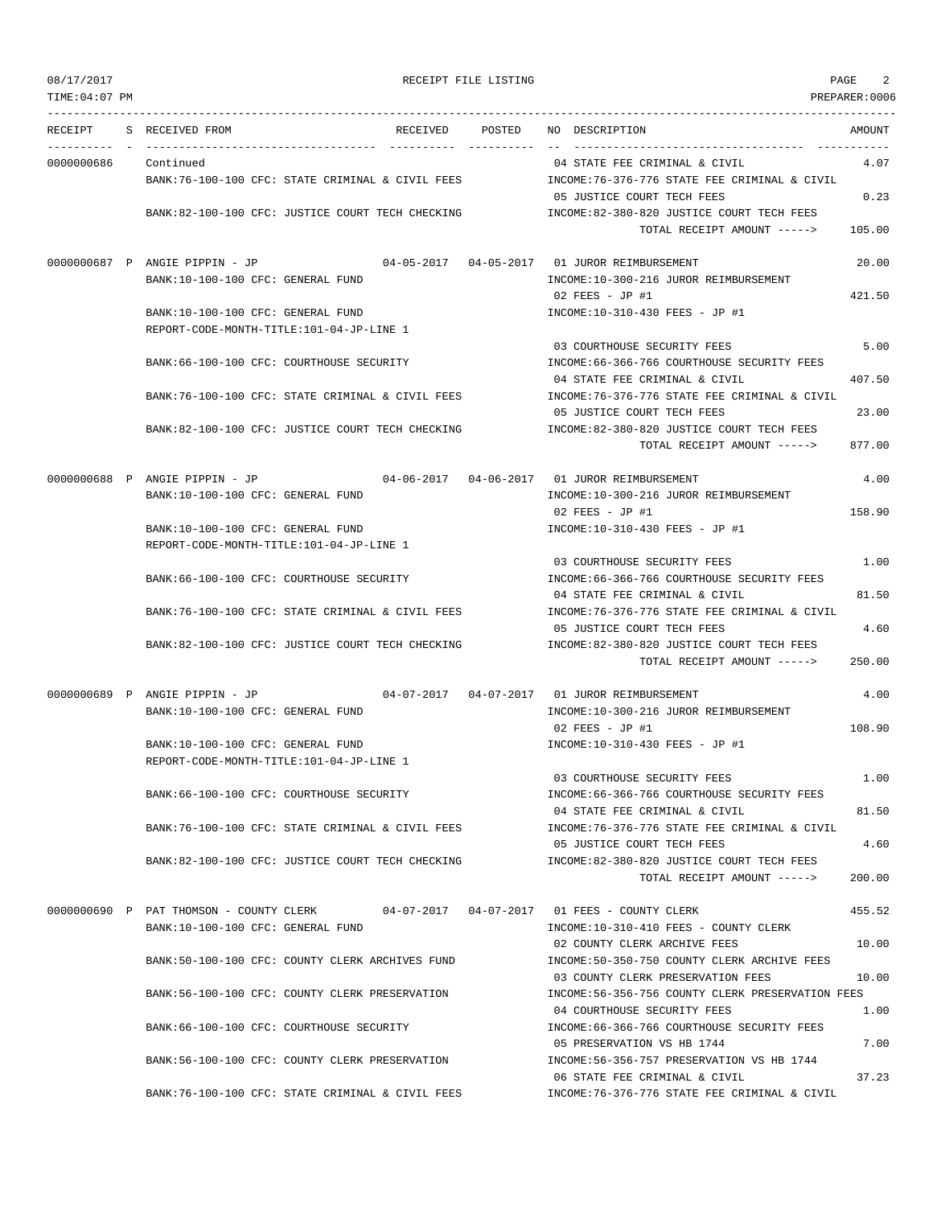| RECEIPT | S | RECEIVED FROM | RECEIVED | POSTED | NO | DESCRIPTION | AMOUNT |
|---|---|---|---|---|---|---|---|
| 0000000686 | | Continued | | | 04 | STATE FEE CRIMINAL & CIVIL | 4.07 |
| | | BANK:76-100-100 CFC: STATE CRIMINAL & CIVIL FEES | | | | INCOME:76-376-776 STATE FEE CRIMINAL & CIVIL | |
| | | | | | 05 | JUSTICE COURT TECH FEES | 0.23 |
| | | BANK:82-100-100 CFC: JUSTICE COURT TECH CHECKING | | | | INCOME:82-380-820 JUSTICE COURT TECH FEES | |
| | | | | | | TOTAL RECEIPT AMOUNT -----> | 105.00 |
| 0000000687 | P | ANGIE PIPPIN - JP | 04-05-2017 | 04-05-2017 | 01 | JUROR REIMBURSEMENT | 20.00 |
| | | BANK:10-100-100 CFC: GENERAL FUND | | | | INCOME:10-300-216 JUROR REIMBURSEMENT | |
| | | | | | 02 | FEES - JP #1 | 421.50 |
| | | BANK:10-100-100 CFC: GENERAL FUND | | | | INCOME:10-310-430 FEES - JP #1 | |
| | | REPORT-CODE-MONTH-TITLE:101-04-JP-LINE 1 | | | | | |
| | | | | | 03 | COURTHOUSE SECURITY FEES | 5.00 |
| | | BANK:66-100-100 CFC: COURTHOUSE SECURITY | | | | INCOME:66-366-766 COURTHOUSE SECURITY FEES | |
| | | | | | 04 | STATE FEE CRIMINAL & CIVIL | 407.50 |
| | | BANK:76-100-100 CFC: STATE CRIMINAL & CIVIL FEES | | | | INCOME:76-376-776 STATE FEE CRIMINAL & CIVIL | |
| | | | | | 05 | JUSTICE COURT TECH FEES | 23.00 |
| | | BANK:82-100-100 CFC: JUSTICE COURT TECH CHECKING | | | | INCOME:82-380-820 JUSTICE COURT TECH FEES | |
| | | | | | | TOTAL RECEIPT AMOUNT -----> | 877.00 |
| 0000000688 | P | ANGIE PIPPIN - JP | 04-06-2017 | 04-06-2017 | 01 | JUROR REIMBURSEMENT | 4.00 |
| | | BANK:10-100-100 CFC: GENERAL FUND | | | | INCOME:10-300-216 JUROR REIMBURSEMENT | |
| | | | | | 02 | FEES - JP #1 | 158.90 |
| | | BANK:10-100-100 CFC: GENERAL FUND | | | | INCOME:10-310-430 FEES - JP #1 | |
| | | REPORT-CODE-MONTH-TITLE:101-04-JP-LINE 1 | | | | | |
| | | | | | 03 | COURTHOUSE SECURITY FEES | 1.00 |
| | | BANK:66-100-100 CFC: COURTHOUSE SECURITY | | | | INCOME:66-366-766 COURTHOUSE SECURITY FEES | |
| | | | | | 04 | STATE FEE CRIMINAL & CIVIL | 81.50 |
| | | BANK:76-100-100 CFC: STATE CRIMINAL & CIVIL FEES | | | | INCOME:76-376-776 STATE FEE CRIMINAL & CIVIL | |
| | | | | | 05 | JUSTICE COURT TECH FEES | 4.60 |
| | | BANK:82-100-100 CFC: JUSTICE COURT TECH CHECKING | | | | INCOME:82-380-820 JUSTICE COURT TECH FEES | |
| | | | | | | TOTAL RECEIPT AMOUNT -----> | 250.00 |
| 0000000689 | P | ANGIE PIPPIN - JP | 04-07-2017 | 04-07-2017 | 01 | JUROR REIMBURSEMENT | 4.00 |
| | | BANK:10-100-100 CFC: GENERAL FUND | | | | INCOME:10-300-216 JUROR REIMBURSEMENT | |
| | | | | | 02 | FEES - JP #1 | 108.90 |
| | | BANK:10-100-100 CFC: GENERAL FUND | | | | INCOME:10-310-430 FEES - JP #1 | |
| | | REPORT-CODE-MONTH-TITLE:101-04-JP-LINE 1 | | | | | |
| | | | | | 03 | COURTHOUSE SECURITY FEES | 1.00 |
| | | BANK:66-100-100 CFC: COURTHOUSE SECURITY | | | | INCOME:66-366-766 COURTHOUSE SECURITY FEES | |
| | | | | | 04 | STATE FEE CRIMINAL & CIVIL | 81.50 |
| | | BANK:76-100-100 CFC: STATE CRIMINAL & CIVIL FEES | | | | INCOME:76-376-776 STATE FEE CRIMINAL & CIVIL | |
| | | | | | 05 | JUSTICE COURT TECH FEES | 4.60 |
| | | BANK:82-100-100 CFC: JUSTICE COURT TECH CHECKING | | | | INCOME:82-380-820 JUSTICE COURT TECH FEES | |
| | | | | | | TOTAL RECEIPT AMOUNT -----> | 200.00 |
| 0000000690 | P | PAT THOMSON - COUNTY CLERK | 04-07-2017 | 04-07-2017 | 01 | FEES - COUNTY CLERK | 455.52 |
| | | BANK:10-100-100 CFC: GENERAL FUND | | | | INCOME:10-310-410 FEES - COUNTY CLERK | |
| | | | | | 02 | COUNTY CLERK ARCHIVE FEES | 10.00 |
| | | BANK:50-100-100 CFC: COUNTY CLERK ARCHIVES FUND | | | | INCOME:50-350-750 COUNTY CLERK ARCHIVE FEES | |
| | | | | | 03 | COUNTY CLERK PRESERVATION FEES | 10.00 |
| | | BANK:56-100-100 CFC: COUNTY CLERK PRESERVATION | | | | INCOME:56-356-756 COUNTY CLERK PRESERVATION FEES | |
| | | | | | 04 | COURTHOUSE SECURITY FEES | 1.00 |
| | | BANK:66-100-100 CFC: COURTHOUSE SECURITY | | | | INCOME:66-366-766 COURTHOUSE SECURITY FEES | |
| | | | | | 05 | PRESERVATION VS HB 1744 | 7.00 |
| | | BANK:56-100-100 CFC: COUNTY CLERK PRESERVATION | | | | INCOME:56-356-757 PRESERVATION VS HB 1744 | |
| | | | | | 06 | STATE FEE CRIMINAL & CIVIL | 37.23 |
| | | BANK:76-100-100 CFC: STATE CRIMINAL & CIVIL FEES | | | | INCOME:76-376-776 STATE FEE CRIMINAL & CIVIL | |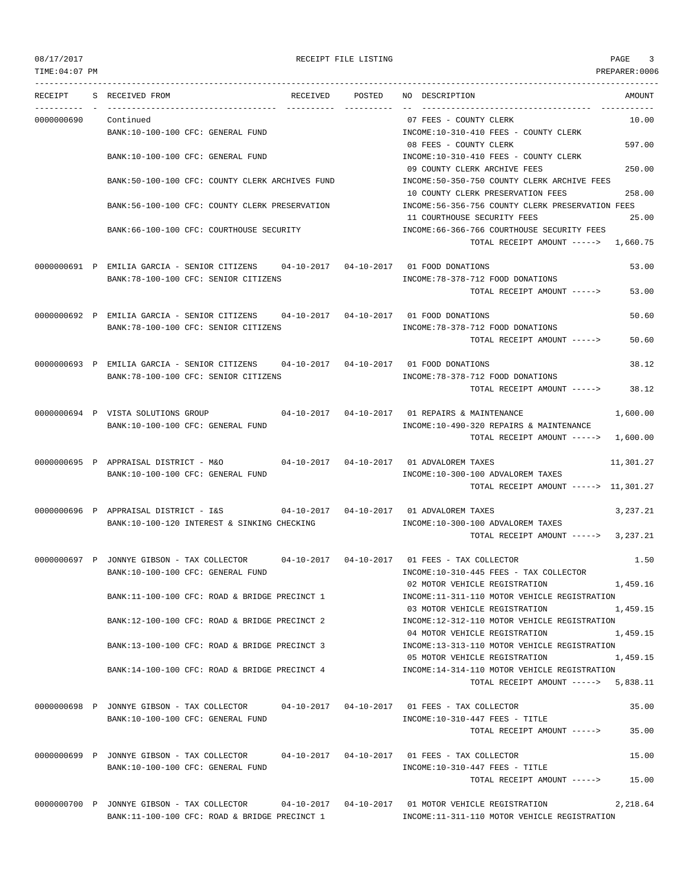| RECEIPT | S | RECEIVED FROM | RECEIVED | POSTED | NO | DESCRIPTION | AMOUNT |
|---|---|---|---|---|---|---|---|
| 0000000690 | | Continued | | | 07 | FEES - COUNTY CLERK | 10.00 |
| | | BANK:10-100-100 CFC: GENERAL FUND | | | | INCOME:10-310-410 FEES - COUNTY CLERK | |
| | | | | | 08 | FEES - COUNTY CLERK | 597.00 |
| | | BANK:10-100-100 CFC: GENERAL FUND | | | | INCOME:10-310-410 FEES - COUNTY CLERK | |
| | | | | | 09 | COUNTY CLERK ARCHIVE FEES | 250.00 |
| | | BANK:50-100-100 CFC: COUNTY CLERK ARCHIVES FUND | | | | INCOME:50-350-750 COUNTY CLERK ARCHIVE FEES | |
| | | | | | 10 | COUNTY CLERK PRESERVATION FEES | 258.00 |
| | | BANK:56-100-100 CFC: COUNTY CLERK PRESERVATION | | | | INCOME:56-356-756 COUNTY CLERK PRESERVATION FEES | |
| | | | | | 11 | COURTHOUSE SECURITY FEES | 25.00 |
| | | BANK:66-100-100 CFC: COURTHOUSE SECURITY | | | | INCOME:66-366-766 COURTHOUSE SECURITY FEES | |
| | | | | | | TOTAL RECEIPT AMOUNT -----> | 1,660.75 |
| 0000000691 | P | EMILIA GARCIA - SENIOR CITIZENS | 04-10-2017 | 04-10-2017 | 01 | FOOD DONATIONS | 53.00 |
| | | BANK:78-100-100 CFC: SENIOR CITIZENS | | | | INCOME:78-378-712 FOOD DONATIONS | |
| | | | | | | TOTAL RECEIPT AMOUNT -----> | 53.00 |
| 0000000692 | P | EMILIA GARCIA - SENIOR CITIZENS | 04-10-2017 | 04-10-2017 | 01 | FOOD DONATIONS | 50.60 |
| | | BANK:78-100-100 CFC: SENIOR CITIZENS | | | | INCOME:78-378-712 FOOD DONATIONS | |
| | | | | | | TOTAL RECEIPT AMOUNT -----> | 50.60 |
| 0000000693 | P | EMILIA GARCIA - SENIOR CITIZENS | 04-10-2017 | 04-10-2017 | 01 | FOOD DONATIONS | 38.12 |
| | | BANK:78-100-100 CFC: SENIOR CITIZENS | | | | INCOME:78-378-712 FOOD DONATIONS | |
| | | | | | | TOTAL RECEIPT AMOUNT -----> | 38.12 |
| 0000000694 | P | VISTA SOLUTIONS GROUP | 04-10-2017 | 04-10-2017 | 01 | REPAIRS & MAINTENANCE | 1,600.00 |
| | | BANK:10-100-100 CFC: GENERAL FUND | | | | INCOME:10-490-320 REPAIRS & MAINTENANCE | |
| | | | | | | TOTAL RECEIPT AMOUNT -----> | 1,600.00 |
| 0000000695 | P | APPRAISAL DISTRICT - M&O | 04-10-2017 | 04-10-2017 | 01 | ADVALOREM TAXES | 11,301.27 |
| | | BANK:10-100-100 CFC: GENERAL FUND | | | | INCOME:10-300-100 ADVALOREM TAXES | |
| | | | | | | TOTAL RECEIPT AMOUNT -----> | 11,301.27 |
| 0000000696 | P | APPRAISAL DISTRICT - I&S | 04-10-2017 | 04-10-2017 | 01 | ADVALOREM TAXES | 3,237.21 |
| | | BANK:10-100-120 INTEREST & SINKING CHECKING | | | | INCOME:10-300-100 ADVALOREM TAXES | |
| | | | | | | TOTAL RECEIPT AMOUNT -----> | 3,237.21 |
| 0000000697 | P | JONNYE GIBSON - TAX COLLECTOR | 04-10-2017 | 04-10-2017 | 01 | FEES - TAX COLLECTOR | 1.50 |
| | | BANK:10-100-100 CFC: GENERAL FUND | | | | INCOME:10-310-445 FEES - TAX COLLECTOR | |
| | | | | | 02 | MOTOR VEHICLE REGISTRATION | 1,459.16 |
| | | BANK:11-100-100 CFC: ROAD & BRIDGE PRECINCT 1 | | | | INCOME:11-311-110 MOTOR VEHICLE REGISTRATION | |
| | | | | | 03 | MOTOR VEHICLE REGISTRATION | 1,459.15 |
| | | BANK:12-100-100 CFC: ROAD & BRIDGE PRECINCT 2 | | | | INCOME:12-312-110 MOTOR VEHICLE REGISTRATION | |
| | | | | | 04 | MOTOR VEHICLE REGISTRATION | 1,459.15 |
| | | BANK:13-100-100 CFC: ROAD & BRIDGE PRECINCT 3 | | | | INCOME:13-313-110 MOTOR VEHICLE REGISTRATION | |
| | | | | | 05 | MOTOR VEHICLE REGISTRATION | 1,459.15 |
| | | BANK:14-100-100 CFC: ROAD & BRIDGE PRECINCT 4 | | | | INCOME:14-314-110 MOTOR VEHICLE REGISTRATION | |
| | | | | | | TOTAL RECEIPT AMOUNT -----> | 5,838.11 |
| 0000000698 | P | JONNYE GIBSON - TAX COLLECTOR | 04-10-2017 | 04-10-2017 | 01 | FEES - TAX COLLECTOR | 35.00 |
| | | BANK:10-100-100 CFC: GENERAL FUND | | | | INCOME:10-310-447 FEES - TITLE | |
| | | | | | | TOTAL RECEIPT AMOUNT -----> | 35.00 |
| 0000000699 | P | JONNYE GIBSON - TAX COLLECTOR | 04-10-2017 | 04-10-2017 | 01 | FEES - TAX COLLECTOR | 15.00 |
| | | BANK:10-100-100 CFC: GENERAL FUND | | | | INCOME:10-310-447 FEES - TITLE | |
| | | | | | | TOTAL RECEIPT AMOUNT -----> | 15.00 |
| 0000000700 | P | JONNYE GIBSON - TAX COLLECTOR | 04-10-2017 | 04-10-2017 | 01 | MOTOR VEHICLE REGISTRATION | 2,218.64 |
| | | BANK:11-100-100 CFC: ROAD & BRIDGE PRECINCT 1 | | | | INCOME:11-311-110 MOTOR VEHICLE REGISTRATION | |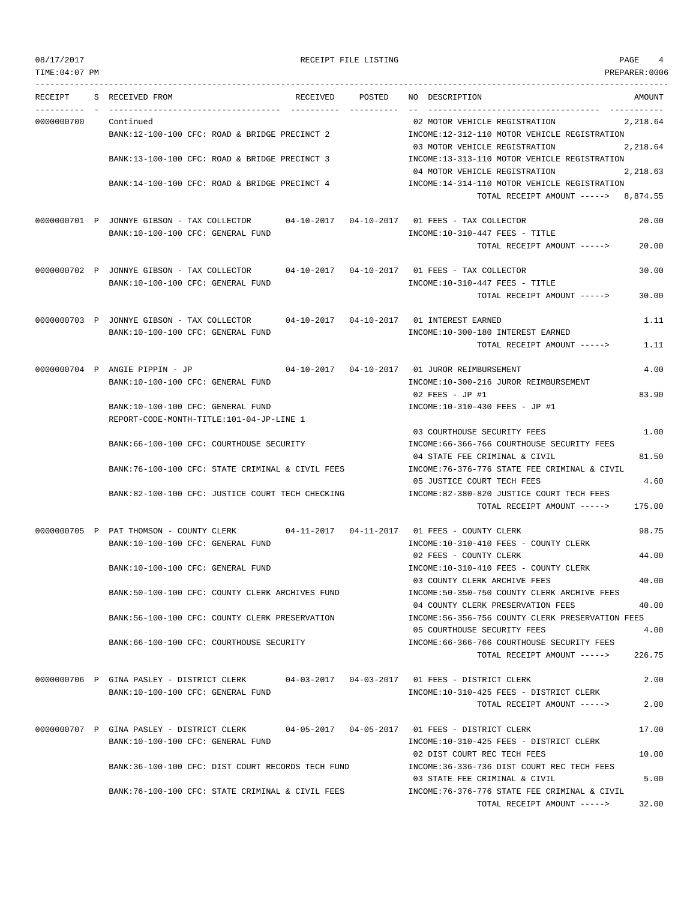08/17/2017 RECEIPT FILE LISTING PAGE 4

TIME:04:07 PM PREPARER:0006

| RECEIPT | S | RECEIVED FROM | RECEIVED | POSTED | NO DESCRIPTION | AMOUNT |
|---|---|---|---|---|---|---|
| 0000000700 | | Continued | | | 02 MOTOR VEHICLE REGISTRATION | 2,218.64 |
| | | BANK:12-100-100 CFC: ROAD & BRIDGE PRECINCT 2 | | | INCOME:12-312-110 MOTOR VEHICLE REGISTRATION | |
| | | | | | 03 MOTOR VEHICLE REGISTRATION | 2,218.64 |
| | | BANK:13-100-100 CFC: ROAD & BRIDGE PRECINCT 3 | | | INCOME:13-313-110 MOTOR VEHICLE REGISTRATION | |
| | | | | | 04 MOTOR VEHICLE REGISTRATION | 2,218.63 |
| | | BANK:14-100-100 CFC: ROAD & BRIDGE PRECINCT 4 | | | INCOME:14-314-110 MOTOR VEHICLE REGISTRATION | |
| | | | | | TOTAL RECEIPT AMOUNT -----> | 8,874.55 |
| 0000000701 | P | JONNYE GIBSON - TAX COLLECTOR | 04-10-2017 | 04-10-2017 | 01 FEES - TAX COLLECTOR | 20.00 |
| | | BANK:10-100-100 CFC: GENERAL FUND | | | INCOME:10-310-447 FEES - TITLE | |
| | | | | | TOTAL RECEIPT AMOUNT -----> | 20.00 |
| 0000000702 | P | JONNYE GIBSON - TAX COLLECTOR | 04-10-2017 | 04-10-2017 | 01 FEES - TAX COLLECTOR | 30.00 |
| | | BANK:10-100-100 CFC: GENERAL FUND | | | INCOME:10-310-447 FEES - TITLE | |
| | | | | | TOTAL RECEIPT AMOUNT -----> | 30.00 |
| 0000000703 | P | JONNYE GIBSON - TAX COLLECTOR | 04-10-2017 | 04-10-2017 | 01 INTEREST EARNED | 1.11 |
| | | BANK:10-100-100 CFC: GENERAL FUND | | | INCOME:10-300-180 INTEREST EARNED | |
| | | | | | TOTAL RECEIPT AMOUNT -----> | 1.11 |
| 0000000704 | P | ANGIE PIPPIN - JP | 04-10-2017 | 04-10-2017 | 01 JUROR REIMBURSEMENT | 4.00 |
| | | BANK:10-100-100 CFC: GENERAL FUND | | | INCOME:10-300-216 JUROR REIMBURSEMENT | |
| | | | | | 02 FEES - JP #1 | 83.90 |
| | | BANK:10-100-100 CFC: GENERAL FUND | | | INCOME:10-310-430 FEES - JP #1 | |
| | | REPORT-CODE-MONTH-TITLE:101-04-JP-LINE 1 | | | | |
| | | | | | 03 COURTHOUSE SECURITY FEES | 1.00 |
| | | BANK:66-100-100 CFC: COURTHOUSE SECURITY | | | INCOME:66-366-766 COURTHOUSE SECURITY FEES | |
| | | | | | 04 STATE FEE CRIMINAL & CIVIL | 81.50 |
| | | BANK:76-100-100 CFC: STATE CRIMINAL & CIVIL FEES | | | INCOME:76-376-776 STATE FEE CRIMINAL & CIVIL | |
| | | | | | 05 JUSTICE COURT TECH FEES | 4.60 |
| | | BANK:82-100-100 CFC: JUSTICE COURT TECH CHECKING | | | INCOME:82-380-820 JUSTICE COURT TECH FEES | |
| | | | | | TOTAL RECEIPT AMOUNT -----> | 175.00 |
| 0000000705 | P | PAT THOMSON - COUNTY CLERK | 04-11-2017 | 04-11-2017 | 01 FEES - COUNTY CLERK | 98.75 |
| | | BANK:10-100-100 CFC: GENERAL FUND | | | INCOME:10-310-410 FEES - COUNTY CLERK | |
| | | | | | 02 FEES - COUNTY CLERK | 44.00 |
| | | BANK:10-100-100 CFC: GENERAL FUND | | | INCOME:10-310-410 FEES - COUNTY CLERK | |
| | | | | | 03 COUNTY CLERK ARCHIVE FEES | 40.00 |
| | | BANK:50-100-100 CFC: COUNTY CLERK ARCHIVES FUND | | | INCOME:50-350-750 COUNTY CLERK ARCHIVE FEES | |
| | | | | | 04 COUNTY CLERK PRESERVATION FEES | 40.00 |
| | | BANK:56-100-100 CFC: COUNTY CLERK PRESERVATION | | | INCOME:56-356-756 COUNTY CLERK PRESERVATION FEES | |
| | | | | | 05 COURTHOUSE SECURITY FEES | 4.00 |
| | | BANK:66-100-100 CFC: COURTHOUSE SECURITY | | | INCOME:66-366-766 COURTHOUSE SECURITY FEES | |
| | | | | | TOTAL RECEIPT AMOUNT -----> | 226.75 |
| 0000000706 | P | GINA PASLEY - DISTRICT CLERK | 04-03-2017 | 04-03-2017 | 01 FEES - DISTRICT CLERK | 2.00 |
| | | BANK:10-100-100 CFC: GENERAL FUND | | | INCOME:10-310-425 FEES - DISTRICT CLERK | |
| | | | | | TOTAL RECEIPT AMOUNT -----> | 2.00 |
| 0000000707 | P | GINA PASLEY - DISTRICT CLERK | 04-05-2017 | 04-05-2017 | 01 FEES - DISTRICT CLERK | 17.00 |
| | | BANK:10-100-100 CFC: GENERAL FUND | | | INCOME:10-310-425 FEES - DISTRICT CLERK | |
| | | | | | 02 DIST COURT REC TECH FEES | 10.00 |
| | | BANK:36-100-100 CFC: DIST COURT RECORDS TECH FUND | | | INCOME:36-336-736 DIST COURT REC TECH FEES | |
| | | | | | 03 STATE FEE CRIMINAL & CIVIL | 5.00 |
| | | BANK:76-100-100 CFC: STATE CRIMINAL & CIVIL FEES | | | INCOME:76-376-776 STATE FEE CRIMINAL & CIVIL | |
| | | | | | TOTAL RECEIPT AMOUNT -----> | 32.00 |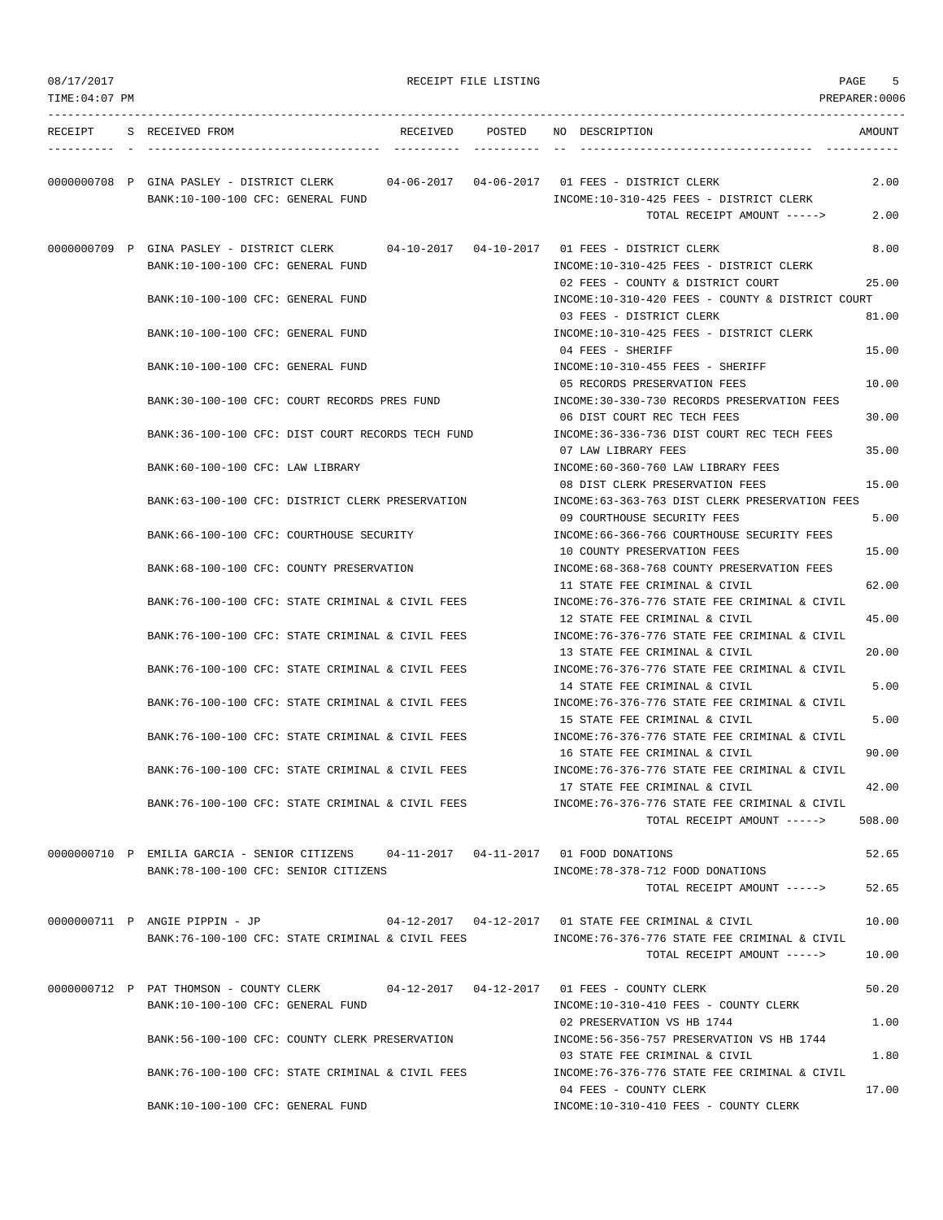RECEIPT FILE LISTING

| RECEIPT | S | RECEIVED FROM | RECEIVED | POSTED | NO | DESCRIPTION | AMOUNT |
|---|---|---|---|---|---|---|---|
| 0000000708 | P | GINA PASLEY - DISTRICT CLERK | 04-06-2017 | 04-06-2017 | 01 | FEES - DISTRICT CLERK | 2.00 |
| | | BANK:10-100-100 CFC: GENERAL FUND | | | | INCOME:10-310-425 FEES - DISTRICT CLERK | |
| | | | | | | TOTAL RECEIPT AMOUNT -----> | 2.00 |
| 0000000709 | P | GINA PASLEY - DISTRICT CLERK | 04-10-2017 | 04-10-2017 | 01 | FEES - DISTRICT CLERK | 8.00 |
| | | BANK:10-100-100 CFC: GENERAL FUND | | | | INCOME:10-310-425 FEES - DISTRICT CLERK | |
| | | | | | 02 | FEES - COUNTY & DISTRICT COURT | 25.00 |
| | | BANK:10-100-100 CFC: GENERAL FUND | | | | INCOME:10-310-420 FEES - COUNTY & DISTRICT COURT | |
| | | | | | 03 | FEES - DISTRICT CLERK | 81.00 |
| | | BANK:10-100-100 CFC: GENERAL FUND | | | | INCOME:10-310-425 FEES - DISTRICT CLERK | |
| | | | | | 04 | FEES - SHERIFF | 15.00 |
| | | BANK:10-100-100 CFC: GENERAL FUND | | | | INCOME:10-310-455 FEES - SHERIFF | |
| | | | | | 05 | RECORDS PRESERVATION FEES | 10.00 |
| | | BANK:30-100-100 CFC: COURT RECORDS PRES FUND | | | | INCOME:30-330-730 RECORDS PRESERVATION FEES | |
| | | | | | 06 | DIST COURT REC TECH FEES | 30.00 |
| | | BANK:36-100-100 CFC: DIST COURT RECORDS TECH FUND | | | | INCOME:36-336-736 DIST COURT REC TECH FEES | |
| | | | | | 07 | LAW LIBRARY FEES | 35.00 |
| | | BANK:60-100-100 CFC: LAW LIBRARY | | | | INCOME:60-360-760 LAW LIBRARY FEES | |
| | | | | | 08 | DIST CLERK PRESERVATION FEES | 15.00 |
| | | BANK:63-100-100 CFC: DISTRICT CLERK PRESERVATION | | | | INCOME:63-363-763 DIST CLERK PRESERVATION FEES | |
| | | | | | 09 | COURTHOUSE SECURITY FEES | 5.00 |
| | | BANK:66-100-100 CFC: COURTHOUSE SECURITY | | | | INCOME:66-366-766 COURTHOUSE SECURITY FEES | |
| | | | | | 10 | COUNTY PRESERVATION FEES | 15.00 |
| | | BANK:68-100-100 CFC: COUNTY PRESERVATION | | | | INCOME:68-368-768 COUNTY PRESERVATION FEES | |
| | | | | | 11 | STATE FEE CRIMINAL & CIVIL | 62.00 |
| | | BANK:76-100-100 CFC: STATE CRIMINAL & CIVIL FEES | | | | INCOME:76-376-776 STATE FEE CRIMINAL & CIVIL | |
| | | | | | 12 | STATE FEE CRIMINAL & CIVIL | 45.00 |
| | | BANK:76-100-100 CFC: STATE CRIMINAL & CIVIL FEES | | | | INCOME:76-376-776 STATE FEE CRIMINAL & CIVIL | |
| | | | | | 13 | STATE FEE CRIMINAL & CIVIL | 20.00 |
| | | BANK:76-100-100 CFC: STATE CRIMINAL & CIVIL FEES | | | | INCOME:76-376-776 STATE FEE CRIMINAL & CIVIL | |
| | | | | | 14 | STATE FEE CRIMINAL & CIVIL | 5.00 |
| | | BANK:76-100-100 CFC: STATE CRIMINAL & CIVIL FEES | | | | INCOME:76-376-776 STATE FEE CRIMINAL & CIVIL | |
| | | | | | 15 | STATE FEE CRIMINAL & CIVIL | 5.00 |
| | | BANK:76-100-100 CFC: STATE CRIMINAL & CIVIL FEES | | | | INCOME:76-376-776 STATE FEE CRIMINAL & CIVIL | |
| | | | | | 16 | STATE FEE CRIMINAL & CIVIL | 90.00 |
| | | BANK:76-100-100 CFC: STATE CRIMINAL & CIVIL FEES | | | | INCOME:76-376-776 STATE FEE CRIMINAL & CIVIL | |
| | | | | | 17 | STATE FEE CRIMINAL & CIVIL | 42.00 |
| | | BANK:76-100-100 CFC: STATE CRIMINAL & CIVIL FEES | | | | INCOME:76-376-776 STATE FEE CRIMINAL & CIVIL | |
| | | | | | | TOTAL RECEIPT AMOUNT -----> | 508.00 |
| 0000000710 | P | EMILIA GARCIA - SENIOR CITIZENS | 04-11-2017 | 04-11-2017 | 01 | FOOD DONATIONS | 52.65 |
| | | BANK:78-100-100 CFC: SENIOR CITIZENS | | | | INCOME:78-378-712 FOOD DONATIONS | |
| | | | | | | TOTAL RECEIPT AMOUNT -----> | 52.65 |
| 0000000711 | P | ANGIE PIPPIN - JP | 04-12-2017 | 04-12-2017 | 01 | STATE FEE CRIMINAL & CIVIL | 10.00 |
| | | BANK:76-100-100 CFC: STATE CRIMINAL & CIVIL FEES | | | | INCOME:76-376-776 STATE FEE CRIMINAL & CIVIL | |
| | | | | | | TOTAL RECEIPT AMOUNT -----> | 10.00 |
| 0000000712 | P | PAT THOMSON - COUNTY CLERK | 04-12-2017 | 04-12-2017 | 01 | FEES - COUNTY CLERK | 50.20 |
| | | BANK:10-100-100 CFC: GENERAL FUND | | | | INCOME:10-310-410 FEES - COUNTY CLERK | |
| | | | | | 02 | PRESERVATION VS HB 1744 | 1.00 |
| | | BANK:56-100-100 CFC: COUNTY CLERK PRESERVATION | | | | INCOME:56-356-757 PRESERVATION VS HB 1744 | |
| | | | | | 03 | STATE FEE CRIMINAL & CIVIL | 1.80 |
| | | BANK:76-100-100 CFC: STATE CRIMINAL & CIVIL FEES | | | | INCOME:76-376-776 STATE FEE CRIMINAL & CIVIL | |
| | | | | | 04 | FEES - COUNTY CLERK | 17.00 |
| | | BANK:10-100-100 CFC: GENERAL FUND | | | | INCOME:10-310-410 FEES - COUNTY CLERK | |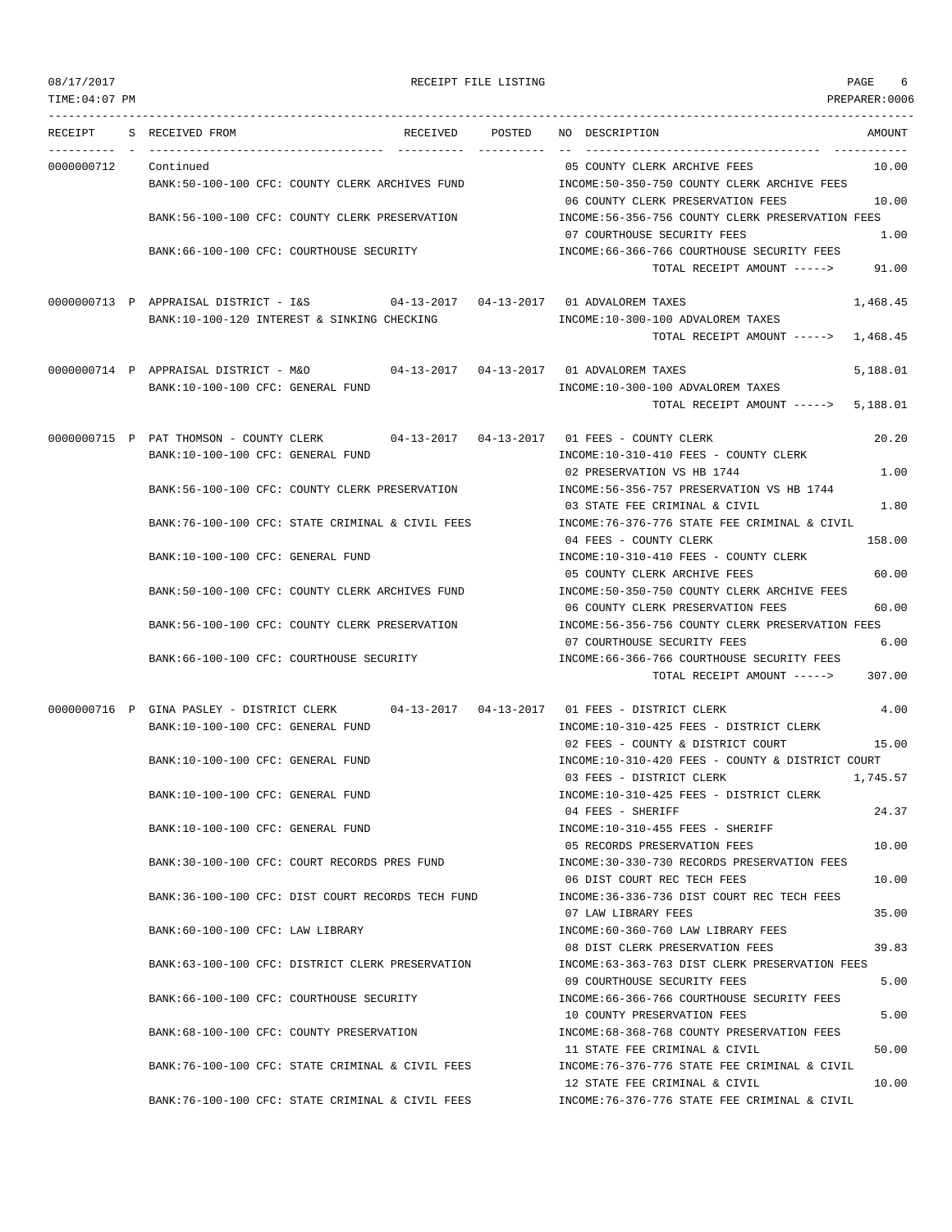08/17/2017 RECEIPT FILE LISTING PAGE 6

TIME:04:07 PM PREPARER:0006

| RECEIPT | S | RECEIVED FROM | RECEIVED | POSTED | NO DESCRIPTION | AMOUNT |
|---|---|---|---|---|---|---|
| 0000000712 | | Continued | | | 05 COUNTY CLERK ARCHIVE FEES | 10.00 |
| | | BANK:50-100-100 CFC: COUNTY CLERK ARCHIVES FUND | | | INCOME:50-350-750 COUNTY CLERK ARCHIVE FEES | |
| | | | | | 06 COUNTY CLERK PRESERVATION FEES | 10.00 |
| | | BANK:56-100-100 CFC: COUNTY CLERK PRESERVATION | | | INCOME:56-356-756 COUNTY CLERK PRESERVATION FEES | |
| | | | | | 07 COURTHOUSE SECURITY FEES | 1.00 |
| | | BANK:66-100-100 CFC: COURTHOUSE SECURITY | | | INCOME:66-366-766 COURTHOUSE SECURITY FEES | |
| | | | | | TOTAL RECEIPT AMOUNT -----> | 91.00 |
| 0000000713 | P | APPRAISAL DISTRICT - I&S | 04-13-2017 | 04-13-2017 | 01 ADVALOREM TAXES | 1,468.45 |
| | | BANK:10-100-120 INTEREST & SINKING CHECKING | | | INCOME:10-300-100 ADVALOREM TAXES | |
| | | | | | TOTAL RECEIPT AMOUNT -----> | 1,468.45 |
| 0000000714 | P | APPRAISAL DISTRICT - M&O | 04-13-2017 | 04-13-2017 | 01 ADVALOREM TAXES | 5,188.01 |
| | | BANK:10-100-100 CFC: GENERAL FUND | | | INCOME:10-300-100 ADVALOREM TAXES | |
| | | | | | TOTAL RECEIPT AMOUNT -----> | 5,188.01 |
| 0000000715 | P | PAT THOMSON - COUNTY CLERK | 04-13-2017 | 04-13-2017 | 01 FEES - COUNTY CLERK | 20.20 |
| | | BANK:10-100-100 CFC: GENERAL FUND | | | INCOME:10-310-410 FEES - COUNTY CLERK | |
| | | | | | 02 PRESERVATION VS HB 1744 | 1.00 |
| | | BANK:56-100-100 CFC: COUNTY CLERK PRESERVATION | | | INCOME:56-356-757 PRESERVATION VS HB 1744 | |
| | | | | | 03 STATE FEE CRIMINAL & CIVIL | 1.80 |
| | | BANK:76-100-100 CFC: STATE CRIMINAL & CIVIL FEES | | | INCOME:76-376-776 STATE FEE CRIMINAL & CIVIL | |
| | | | | | 04 FEES - COUNTY CLERK | 158.00 |
| | | BANK:10-100-100 CFC: GENERAL FUND | | | INCOME:10-310-410 FEES - COUNTY CLERK | |
| | | | | | 05 COUNTY CLERK ARCHIVE FEES | 60.00 |
| | | BANK:50-100-100 CFC: COUNTY CLERK ARCHIVES FUND | | | INCOME:50-350-750 COUNTY CLERK ARCHIVE FEES | |
| | | | | | 06 COUNTY CLERK PRESERVATION FEES | 60.00 |
| | | BANK:56-100-100 CFC: COUNTY CLERK PRESERVATION | | | INCOME:56-356-756 COUNTY CLERK PRESERVATION FEES | |
| | | | | | 07 COURTHOUSE SECURITY FEES | 6.00 |
| | | BANK:66-100-100 CFC: COURTHOUSE SECURITY | | | INCOME:66-366-766 COURTHOUSE SECURITY FEES | |
| | | | | | TOTAL RECEIPT AMOUNT -----> | 307.00 |
| 0000000716 | P | GINA PASLEY - DISTRICT CLERK | 04-13-2017 | 04-13-2017 | 01 FEES - DISTRICT CLERK | 4.00 |
| | | BANK:10-100-100 CFC: GENERAL FUND | | | INCOME:10-310-425 FEES - DISTRICT CLERK | |
| | | | | | 02 FEES - COUNTY & DISTRICT COURT | 15.00 |
| | | BANK:10-100-100 CFC: GENERAL FUND | | | INCOME:10-310-420 FEES - COUNTY & DISTRICT COURT | |
| | | | | | 03 FEES - DISTRICT CLERK | 1,745.57 |
| | | BANK:10-100-100 CFC: GENERAL FUND | | | INCOME:10-310-425 FEES - DISTRICT CLERK | |
| | | | | | 04 FEES - SHERIFF | 24.37 |
| | | BANK:10-100-100 CFC: GENERAL FUND | | | INCOME:10-310-455 FEES - SHERIFF | |
| | | | | | 05 RECORDS PRESERVATION FEES | 10.00 |
| | | BANK:30-100-100 CFC: COURT RECORDS PRES FUND | | | INCOME:30-330-730 RECORDS PRESERVATION FEES | |
| | | | | | 06 DIST COURT REC TECH FEES | 10.00 |
| | | BANK:36-100-100 CFC: DIST COURT RECORDS TECH FUND | | | INCOME:36-336-736 DIST COURT REC TECH FEES | |
| | | | | | 07 LAW LIBRARY FEES | 35.00 |
| | | BANK:60-100-100 CFC: LAW LIBRARY | | | INCOME:60-360-760 LAW LIBRARY FEES | |
| | | | | | 08 DIST CLERK PRESERVATION FEES | 39.83 |
| | | BANK:63-100-100 CFC: DISTRICT CLERK PRESERVATION | | | INCOME:63-363-763 DIST CLERK PRESERVATION FEES | |
| | | | | | 09 COURTHOUSE SECURITY FEES | 5.00 |
| | | BANK:66-100-100 CFC: COURTHOUSE SECURITY | | | INCOME:66-366-766 COURTHOUSE SECURITY FEES | |
| | | | | | 10 COUNTY PRESERVATION FEES | 5.00 |
| | | BANK:68-100-100 CFC: COUNTY PRESERVATION | | | INCOME:68-368-768 COUNTY PRESERVATION FEES | |
| | | | | | 11 STATE FEE CRIMINAL & CIVIL | 50.00 |
| | | BANK:76-100-100 CFC: STATE CRIMINAL & CIVIL FEES | | | INCOME:76-376-776 STATE FEE CRIMINAL & CIVIL | |
| | | | | | 12 STATE FEE CRIMINAL & CIVIL | 10.00 |
| | | BANK:76-100-100 CFC: STATE CRIMINAL & CIVIL FEES | | | INCOME:76-376-776 STATE FEE CRIMINAL & CIVIL | |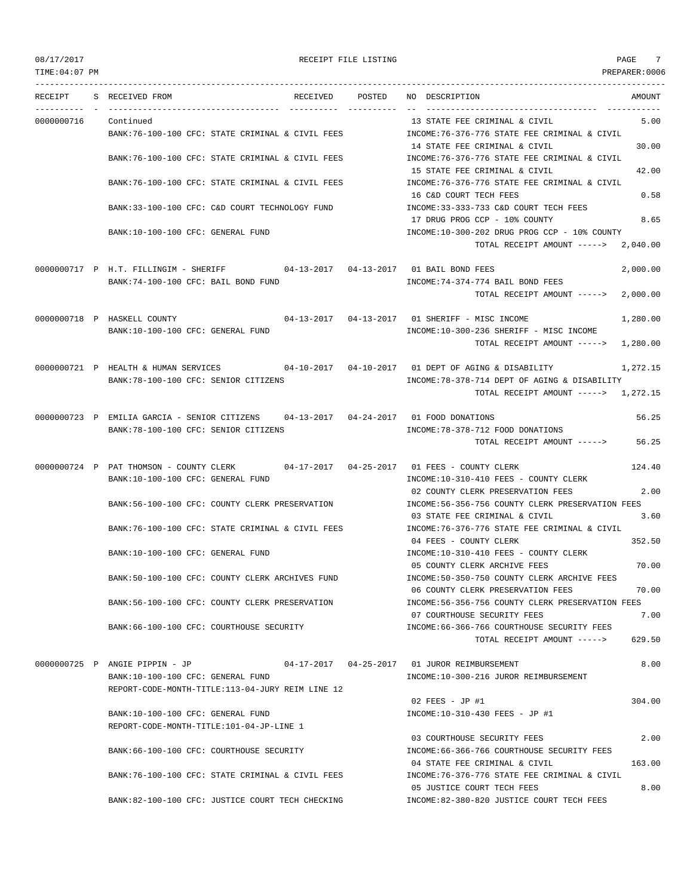RECEIPT FILE LISTING

TIME:04:07 PM — PREPARER:0006

08/17/2017

| RECEIPT | S | RECEIVED FROM | RECEIVED | POSTED | NO | DESCRIPTION | AMOUNT |
|---|---|---|---|---|---|---|---|
| 0000000716 | | Continued | | | 13 | STATE FEE CRIMINAL & CIVIL | 5.00 |
| | | BANK:76-100-100 CFC: STATE CRIMINAL & CIVIL FEES | | | | INCOME:76-376-776 STATE FEE CRIMINAL & CIVIL | |
| | | | | | 14 | STATE FEE CRIMINAL & CIVIL | 30.00 |
| | | BANK:76-100-100 CFC: STATE CRIMINAL & CIVIL FEES | | | | INCOME:76-376-776 STATE FEE CRIMINAL & CIVIL | |
| | | | | | 15 | STATE FEE CRIMINAL & CIVIL | 42.00 |
| | | BANK:76-100-100 CFC: STATE CRIMINAL & CIVIL FEES | | | | INCOME:76-376-776 STATE FEE CRIMINAL & CIVIL | |
| | | | | | 16 | C&D COURT TECH FEES | 0.58 |
| | | BANK:33-100-100 CFC: C&D COURT TECHNOLOGY FUND | | | | INCOME:33-333-733 C&D COURT TECH FEES | |
| | | | | | 17 | DRUG PROG CCP - 10% COUNTY | 8.65 |
| | | BANK:10-100-100 CFC: GENERAL FUND | | | | INCOME:10-300-202 DRUG PROG CCP - 10% COUNTY | |
| | | | | | | TOTAL RECEIPT AMOUNT -----> | 2,040.00 |
| 0000000717 | P | H.T. FILLINGIM - SHERIFF | 04-13-2017 | 04-13-2017 | 01 | BAIL BOND FEES | 2,000.00 |
| | | BANK:74-100-100 CFC: BAIL BOND FUND | | | | INCOME:74-374-774 BAIL BOND FEES | |
| | | | | | | TOTAL RECEIPT AMOUNT -----> | 2,000.00 |
| 0000000718 | P | HASKELL COUNTY | 04-13-2017 | 04-13-2017 | 01 | SHERIFF - MISC INCOME | 1,280.00 |
| | | BANK:10-100-100 CFC: GENERAL FUND | | | | INCOME:10-300-236 SHERIFF - MISC INCOME | |
| | | | | | | TOTAL RECEIPT AMOUNT -----> | 1,280.00 |
| 0000000721 | P | HEALTH & HUMAN SERVICES | 04-10-2017 | 04-10-2017 | 01 | DEPT OF AGING & DISABILITY | 1,272.15 |
| | | BANK:78-100-100 CFC: SENIOR CITIZENS | | | | INCOME:78-378-714 DEPT OF AGING & DISABILITY | |
| | | | | | | TOTAL RECEIPT AMOUNT -----> | 1,272.15 |
| 0000000723 | P | EMILIA GARCIA - SENIOR CITIZENS | 04-13-2017 | 04-24-2017 | 01 | FOOD DONATIONS | 56.25 |
| | | BANK:78-100-100 CFC: SENIOR CITIZENS | | | | INCOME:78-378-712 FOOD DONATIONS | |
| | | | | | | TOTAL RECEIPT AMOUNT -----> | 56.25 |
| 0000000724 | P | PAT THOMSON - COUNTY CLERK | 04-17-2017 | 04-25-2017 | 01 | FEES - COUNTY CLERK | 124.40 |
| | | BANK:10-100-100 CFC: GENERAL FUND | | | | INCOME:10-310-410 FEES - COUNTY CLERK | |
| | | | | | 02 | COUNTY CLERK PRESERVATION FEES | 2.00 |
| | | BANK:56-100-100 CFC: COUNTY CLERK PRESERVATION | | | | INCOME:56-356-756 COUNTY CLERK PRESERVATION FEES | |
| | | | | | 03 | STATE FEE CRIMINAL & CIVIL | 3.60 |
| | | BANK:76-100-100 CFC: STATE CRIMINAL & CIVIL FEES | | | | INCOME:76-376-776 STATE FEE CRIMINAL & CIVIL | |
| | | | | | 04 | FEES - COUNTY CLERK | 352.50 |
| | | BANK:10-100-100 CFC: GENERAL FUND | | | | INCOME:10-310-410 FEES - COUNTY CLERK | |
| | | | | | 05 | COUNTY CLERK ARCHIVE FEES | 70.00 |
| | | BANK:50-100-100 CFC: COUNTY CLERK ARCHIVES FUND | | | | INCOME:50-350-750 COUNTY CLERK ARCHIVE FEES | |
| | | | | | 06 | COUNTY CLERK PRESERVATION FEES | 70.00 |
| | | BANK:56-100-100 CFC: COUNTY CLERK PRESERVATION | | | | INCOME:56-356-756 COUNTY CLERK PRESERVATION FEES | |
| | | | | | 07 | COURTHOUSE SECURITY FEES | 7.00 |
| | | BANK:66-100-100 CFC: COURTHOUSE SECURITY | | | | INCOME:66-366-766 COURTHOUSE SECURITY FEES | |
| | | | | | | TOTAL RECEIPT AMOUNT -----> | 629.50 |
| 0000000725 | P | ANGIE PIPPIN - JP | 04-17-2017 | 04-25-2017 | 01 | JUROR REIMBURSEMENT | 8.00 |
| | | BANK:10-100-100 CFC: GENERAL FUND | | | | INCOME:10-300-216 JUROR REIMBURSEMENT | |
| | | REPORT-CODE-MONTH-TITLE:113-04-JURY REIM LINE 12 | | | | | |
| | | | | | 02 | FEES - JP #1 | 304.00 |
| | | BANK:10-100-100 CFC: GENERAL FUND | | | | INCOME:10-310-430 FEES - JP #1 | |
| | | REPORT-CODE-MONTH-TITLE:101-04-JP-LINE 1 | | | | | |
| | | | | | 03 | COURTHOUSE SECURITY FEES | 2.00 |
| | | BANK:66-100-100 CFC: COURTHOUSE SECURITY | | | | INCOME:66-366-766 COURTHOUSE SECURITY FEES | |
| | | | | | 04 | STATE FEE CRIMINAL & CIVIL | 163.00 |
| | | BANK:76-100-100 CFC: STATE CRIMINAL & CIVIL FEES | | | | INCOME:76-376-776 STATE FEE CRIMINAL & CIVIL | |
| | | | | | 05 | JUSTICE COURT TECH FEES | 8.00 |
| | | BANK:82-100-100 CFC: JUSTICE COURT TECH CHECKING | | | | INCOME:82-380-820 JUSTICE COURT TECH FEES | |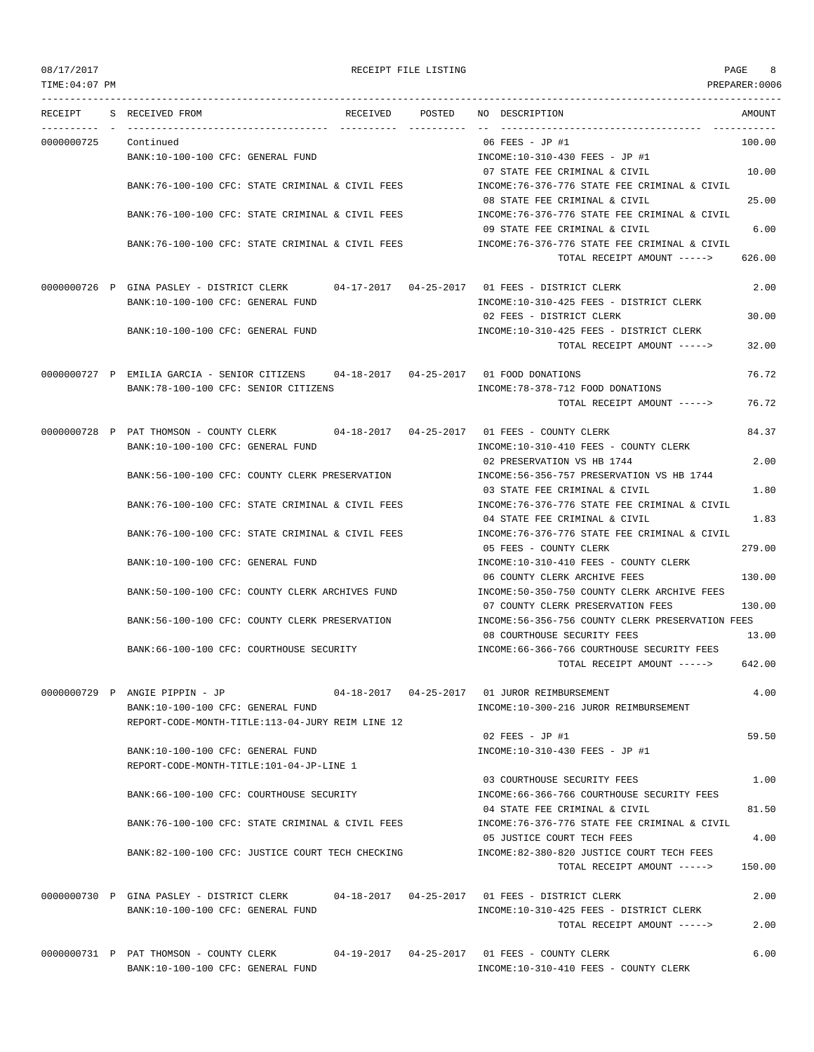RECEIPT FILE LISTING

| RECEIPT | S | RECEIVED FROM | RECEIVED | POSTED | NO | DESCRIPTION | AMOUNT |
|---|---|---|---|---|---|---|---|
| 0000000725 | | Continued | | | 06 | FEES - JP #1 | 100.00 |
| | | BANK:10-100-100 CFC: GENERAL FUND | | | | INCOME:10-310-430 FEES - JP #1 | |
| | | | | | 07 | STATE FEE CRIMINAL & CIVIL | 10.00 |
| | | BANK:76-100-100 CFC: STATE CRIMINAL & CIVIL FEES | | | | INCOME:76-376-776 STATE FEE CRIMINAL & CIVIL | |
| | | | | | 08 | STATE FEE CRIMINAL & CIVIL | 25.00 |
| | | BANK:76-100-100 CFC: STATE CRIMINAL & CIVIL FEES | | | | INCOME:76-376-776 STATE FEE CRIMINAL & CIVIL | |
| | | | | | 09 | STATE FEE CRIMINAL & CIVIL | 6.00 |
| | | BANK:76-100-100 CFC: STATE CRIMINAL & CIVIL FEES | | | | INCOME:76-376-776 STATE FEE CRIMINAL & CIVIL | |
| | | | | | | TOTAL RECEIPT AMOUNT -----> | 626.00 |
| 0000000726 | P | GINA PASLEY - DISTRICT CLERK | 04-17-2017 | 04-25-2017 | 01 | FEES - DISTRICT CLERK | 2.00 |
| | | BANK:10-100-100 CFC: GENERAL FUND | | | | INCOME:10-310-425 FEES - DISTRICT CLERK | |
| | | | | | 02 | FEES - DISTRICT CLERK | 30.00 |
| | | BANK:10-100-100 CFC: GENERAL FUND | | | | INCOME:10-310-425 FEES - DISTRICT CLERK | |
| | | | | | | TOTAL RECEIPT AMOUNT -----> | 32.00 |
| 0000000727 | P | EMILIA GARCIA - SENIOR CITIZENS | 04-18-2017 | 04-25-2017 | 01 | FOOD DONATIONS | 76.72 |
| | | BANK:78-100-100 CFC: SENIOR CITIZENS | | | | INCOME:78-378-712 FOOD DONATIONS | |
| | | | | | | TOTAL RECEIPT AMOUNT -----> | 76.72 |
| 0000000728 | P | PAT THOMSON - COUNTY CLERK | 04-18-2017 | 04-25-2017 | 01 | FEES - COUNTY CLERK | 84.37 |
| | | BANK:10-100-100 CFC: GENERAL FUND | | | | INCOME:10-310-410 FEES - COUNTY CLERK | |
| | | | | | 02 | PRESERVATION VS HB 1744 | 2.00 |
| | | BANK:56-100-100 CFC: COUNTY CLERK PRESERVATION | | | | INCOME:56-356-757 PRESERVATION VS HB 1744 | |
| | | | | | 03 | STATE FEE CRIMINAL & CIVIL | 1.80 |
| | | BANK:76-100-100 CFC: STATE CRIMINAL & CIVIL FEES | | | | INCOME:76-376-776 STATE FEE CRIMINAL & CIVIL | |
| | | | | | 04 | STATE FEE CRIMINAL & CIVIL | 1.83 |
| | | BANK:76-100-100 CFC: STATE CRIMINAL & CIVIL FEES | | | | INCOME:76-376-776 STATE FEE CRIMINAL & CIVIL | |
| | | | | | 05 | FEES - COUNTY CLERK | 279.00 |
| | | BANK:10-100-100 CFC: GENERAL FUND | | | | INCOME:10-310-410 FEES - COUNTY CLERK | |
| | | | | | 06 | COUNTY CLERK ARCHIVE FEES | 130.00 |
| | | BANK:50-100-100 CFC: COUNTY CLERK ARCHIVES FUND | | | | INCOME:50-350-750 COUNTY CLERK ARCHIVE FEES | |
| | | | | | 07 | COUNTY CLERK PRESERVATION FEES | 130.00 |
| | | BANK:56-100-100 CFC: COUNTY CLERK PRESERVATION | | | | INCOME:56-356-756 COUNTY CLERK PRESERVATION FEES | |
| | | | | | 08 | COURTHOUSE SECURITY FEES | 13.00 |
| | | BANK:66-100-100 CFC: COURTHOUSE SECURITY | | | | INCOME:66-366-766 COURTHOUSE SECURITY FEES | |
| | | | | | | TOTAL RECEIPT AMOUNT -----> | 642.00 |
| 0000000729 | P | ANGIE PIPPIN - JP | 04-18-2017 | 04-25-2017 | 01 | JUROR REIMBURSEMENT | 4.00 |
| | | BANK:10-100-100 CFC: GENERAL FUND | | | | INCOME:10-300-216 JUROR REIMBURSEMENT | |
| | | REPORT-CODE-MONTH-TITLE:113-04-JURY REIM LINE 12 | | | | | |
| | | | | | 02 | FEES - JP #1 | 59.50 |
| | | BANK:10-100-100 CFC: GENERAL FUND | | | | INCOME:10-310-430 FEES - JP #1 | |
| | | REPORT-CODE-MONTH-TITLE:101-04-JP-LINE 1 | | | | | |
| | | | | | 03 | COURTHOUSE SECURITY FEES | 1.00 |
| | | BANK:66-100-100 CFC: COURTHOUSE SECURITY | | | | INCOME:66-366-766 COURTHOUSE SECURITY FEES | |
| | | | | | 04 | STATE FEE CRIMINAL & CIVIL | 81.50 |
| | | BANK:76-100-100 CFC: STATE CRIMINAL & CIVIL FEES | | | | INCOME:76-376-776 STATE FEE CRIMINAL & CIVIL | |
| | | | | | 05 | JUSTICE COURT TECH FEES | 4.00 |
| | | BANK:82-100-100 CFC: JUSTICE COURT TECH CHECKING | | | | INCOME:82-380-820 JUSTICE COURT TECH FEES | |
| | | | | | | TOTAL RECEIPT AMOUNT -----> | 150.00 |
| 0000000730 | P | GINA PASLEY - DISTRICT CLERK | 04-18-2017 | 04-25-2017 | 01 | FEES - DISTRICT CLERK | 2.00 |
| | | BANK:10-100-100 CFC: GENERAL FUND | | | | INCOME:10-310-425 FEES - DISTRICT CLERK | |
| | | | | | | TOTAL RECEIPT AMOUNT -----> | 2.00 |
| 0000000731 | P | PAT THOMSON - COUNTY CLERK | 04-19-2017 | 04-25-2017 | 01 | FEES - COUNTY CLERK | 6.00 |
| | | BANK:10-100-100 CFC: GENERAL FUND | | | | INCOME:10-310-410 FEES - COUNTY CLERK | |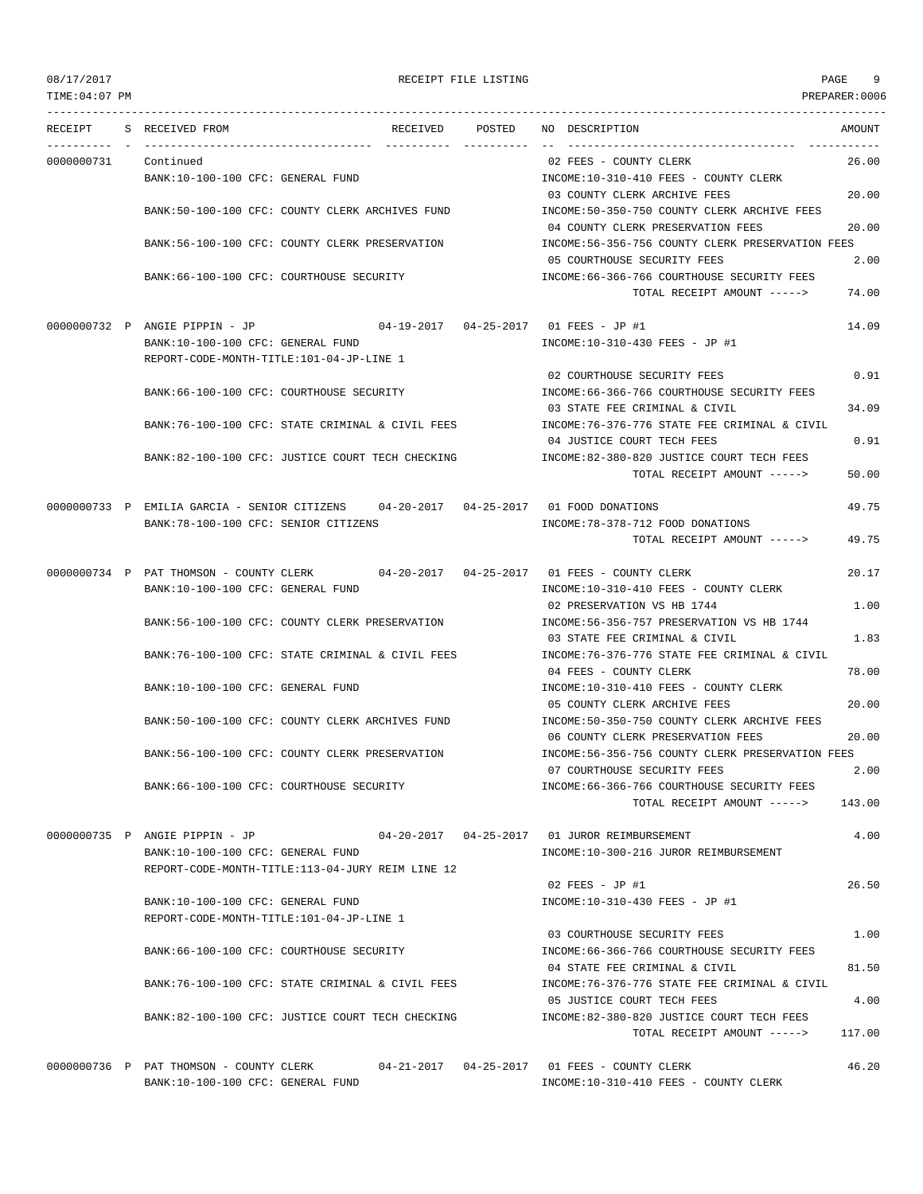08/17/2017 RECEIPT FILE LISTING PAGE 9
TIME:04:07 PM PREPARER:0006

| RECEIPT | S | RECEIVED FROM | RECEIVED | POSTED | NO | DESCRIPTION | AMOUNT |
|---|---|---|---|---|---|---|---|
| 0000000731 | | Continued | | | 02 | FEES - COUNTY CLERK | 26.00 |
| | | BANK:10-100-100 CFC: GENERAL FUND | | | | INCOME:10-310-410 FEES - COUNTY CLERK | |
| | | | | | 03 | COUNTY CLERK ARCHIVE FEES | 20.00 |
| | | BANK:50-100-100 CFC: COUNTY CLERK ARCHIVES FUND | | | | INCOME:50-350-750 COUNTY CLERK ARCHIVE FEES | |
| | | | | | 04 | COUNTY CLERK PRESERVATION FEES | 20.00 |
| | | BANK:56-100-100 CFC: COUNTY CLERK PRESERVATION | | | | INCOME:56-356-756 COUNTY CLERK PRESERVATION FEES | |
| | | | | | 05 | COURTHOUSE SECURITY FEES | 2.00 |
| | | BANK:66-100-100 CFC: COURTHOUSE SECURITY | | | | INCOME:66-366-766 COURTHOUSE SECURITY FEES | |
| | | | | | | TOTAL RECEIPT AMOUNT -----> | 74.00 |
| 0000000732 | P | ANGIE PIPPIN - JP | 04-19-2017 | 04-25-2017 | 01 | FEES - JP #1 | 14.09 |
| | | BANK:10-100-100 CFC: GENERAL FUND | | | | INCOME:10-310-430 FEES - JP #1 | |
| | | REPORT-CODE-MONTH-TITLE:101-04-JP-LINE 1 | | | | | |
| | | | | | 02 | COURTHOUSE SECURITY FEES | 0.91 |
| | | BANK:66-100-100 CFC: COURTHOUSE SECURITY | | | | INCOME:66-366-766 COURTHOUSE SECURITY FEES | |
| | | | | | 03 | STATE FEE CRIMINAL & CIVIL | 34.09 |
| | | BANK:76-100-100 CFC: STATE CRIMINAL & CIVIL FEES | | | | INCOME:76-376-776 STATE FEE CRIMINAL & CIVIL | |
| | | | | | 04 | JUSTICE COURT TECH FEES | 0.91 |
| | | BANK:82-100-100 CFC: JUSTICE COURT TECH CHECKING | | | | INCOME:82-380-820 JUSTICE COURT TECH FEES | |
| | | | | | | TOTAL RECEIPT AMOUNT -----> | 50.00 |
| 0000000733 | P | EMILIA GARCIA - SENIOR CITIZENS | 04-20-2017 | 04-25-2017 | 01 | FOOD DONATIONS | 49.75 |
| | | BANK:78-100-100 CFC: SENIOR CITIZENS | | | | INCOME:78-378-712 FOOD DONATIONS | |
| | | | | | | TOTAL RECEIPT AMOUNT -----> | 49.75 |
| 0000000734 | P | PAT THOMSON - COUNTY CLERK | 04-20-2017 | 04-25-2017 | 01 | FEES - COUNTY CLERK | 20.17 |
| | | BANK:10-100-100 CFC: GENERAL FUND | | | | INCOME:10-310-410 FEES - COUNTY CLERK | |
| | | | | | 02 | PRESERVATION VS HB 1744 | 1.00 |
| | | BANK:56-100-100 CFC: COUNTY CLERK PRESERVATION | | | | INCOME:56-356-757 PRESERVATION VS HB 1744 | |
| | | | | | 03 | STATE FEE CRIMINAL & CIVIL | 1.83 |
| | | BANK:76-100-100 CFC: STATE CRIMINAL & CIVIL FEES | | | | INCOME:76-376-776 STATE FEE CRIMINAL & CIVIL | |
| | | | | | 04 | FEES - COUNTY CLERK | 78.00 |
| | | BANK:10-100-100 CFC: GENERAL FUND | | | | INCOME:10-310-410 FEES - COUNTY CLERK | |
| | | | | | 05 | COUNTY CLERK ARCHIVE FEES | 20.00 |
| | | BANK:50-100-100 CFC: COUNTY CLERK ARCHIVES FUND | | | | INCOME:50-350-750 COUNTY CLERK ARCHIVE FEES | |
| | | | | | 06 | COUNTY CLERK PRESERVATION FEES | 20.00 |
| | | BANK:56-100-100 CFC: COUNTY CLERK PRESERVATION | | | | INCOME:56-356-756 COUNTY CLERK PRESERVATION FEES | |
| | | | | | 07 | COURTHOUSE SECURITY FEES | 2.00 |
| | | BANK:66-100-100 CFC: COURTHOUSE SECURITY | | | | INCOME:66-366-766 COURTHOUSE SECURITY FEES | |
| | | | | | | TOTAL RECEIPT AMOUNT -----> | 143.00 |
| 0000000735 | P | ANGIE PIPPIN - JP | 04-20-2017 | 04-25-2017 | 01 | JUROR REIMBURSEMENT | 4.00 |
| | | BANK:10-100-100 CFC: GENERAL FUND | | | | INCOME:10-300-216 JUROR REIMBURSEMENT | |
| | | REPORT-CODE-MONTH-TITLE:113-04-JURY REIM LINE 12 | | | | | |
| | | | | | 02 | FEES - JP #1 | 26.50 |
| | | BANK:10-100-100 CFC: GENERAL FUND | | | | INCOME:10-310-430 FEES - JP #1 | |
| | | REPORT-CODE-MONTH-TITLE:101-04-JP-LINE 1 | | | | | |
| | | | | | 03 | COURTHOUSE SECURITY FEES | 1.00 |
| | | BANK:66-100-100 CFC: COURTHOUSE SECURITY | | | | INCOME:66-366-766 COURTHOUSE SECURITY FEES | |
| | | | | | 04 | STATE FEE CRIMINAL & CIVIL | 81.50 |
| | | BANK:76-100-100 CFC: STATE CRIMINAL & CIVIL FEES | | | | INCOME:76-376-776 STATE FEE CRIMINAL & CIVIL | |
| | | | | | 05 | JUSTICE COURT TECH FEES | 4.00 |
| | | BANK:82-100-100 CFC: JUSTICE COURT TECH CHECKING | | | | INCOME:82-380-820 JUSTICE COURT TECH FEES | |
| | | | | | | TOTAL RECEIPT AMOUNT -----> | 117.00 |
| 0000000736 | P | PAT THOMSON - COUNTY CLERK | 04-21-2017 | 04-25-2017 | 01 | FEES - COUNTY CLERK | 46.20 |
| | | BANK:10-100-100 CFC: GENERAL FUND | | | | INCOME:10-310-410 FEES - COUNTY CLERK | |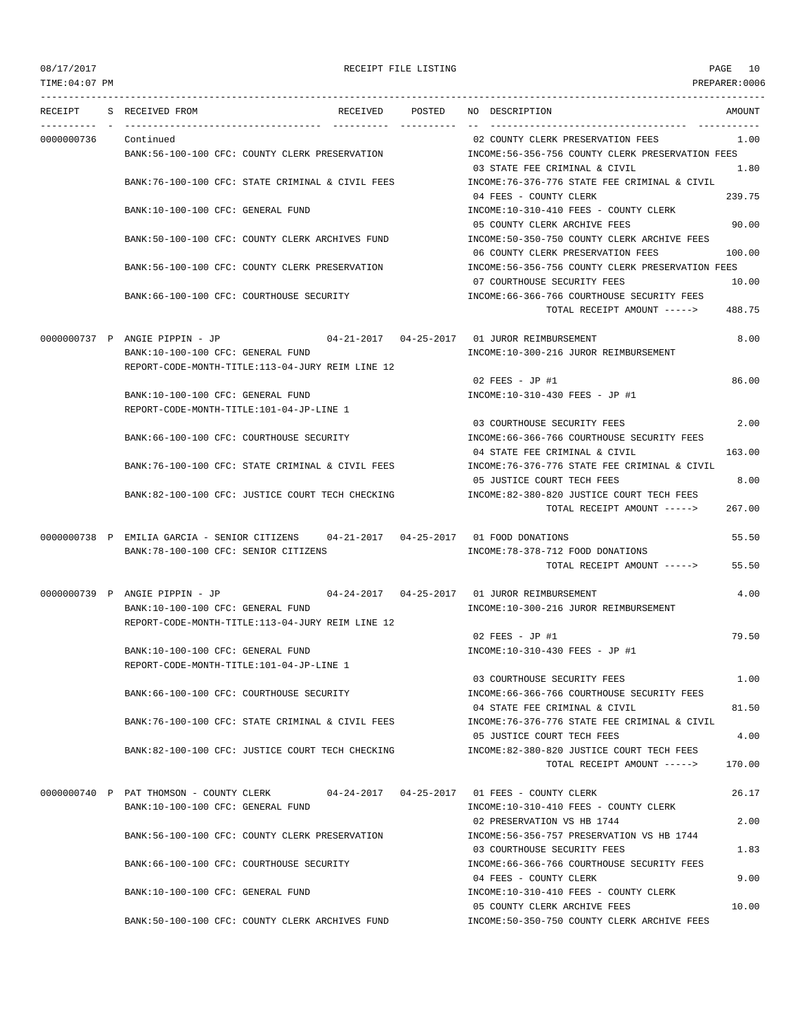08/17/2017 RECEIPT FILE LISTING
TIME:04:07 PM PREPARER:0006

| RECEIPT | S | RECEIVED FROM | RECEIVED | POSTED | NO | DESCRIPTION | AMOUNT |
|---|---|---|---|---|---|---|---|
| 0000000736 | | Continued | | | 02 | COUNTY CLERK PRESERVATION FEES | 1.00 |
| | | BANK:56-100-100 CFC: COUNTY CLERK PRESERVATION | | | | INCOME:56-356-756 COUNTY CLERK PRESERVATION FEES | |
| | | | | | 03 | STATE FEE CRIMINAL & CIVIL | 1.80 |
| | | BANK:76-100-100 CFC: STATE CRIMINAL & CIVIL FEES | | | | INCOME:76-376-776 STATE FEE CRIMINAL & CIVIL | |
| | | | | | 04 | FEES - COUNTY CLERK | 239.75 |
| | | BANK:10-100-100 CFC: GENERAL FUND | | | | INCOME:10-310-410 FEES - COUNTY CLERK | |
| | | | | | 05 | COUNTY CLERK ARCHIVE FEES | 90.00 |
| | | BANK:50-100-100 CFC: COUNTY CLERK ARCHIVES FUND | | | | INCOME:50-350-750 COUNTY CLERK ARCHIVE FEES | |
| | | | | | 06 | COUNTY CLERK PRESERVATION FEES | 100.00 |
| | | BANK:56-100-100 CFC: COUNTY CLERK PRESERVATION | | | | INCOME:56-356-756 COUNTY CLERK PRESERVATION FEES | |
| | | | | | 07 | COURTHOUSE SECURITY FEES | 10.00 |
| | | BANK:66-100-100 CFC: COURTHOUSE SECURITY | | | | INCOME:66-366-766 COURTHOUSE SECURITY FEES | |
| | | | | | | TOTAL RECEIPT AMOUNT -----> | 488.75 |
| 0000000737 | P | ANGIE PIPPIN - JP | 04-21-2017 | 04-25-2017 | 01 | JUROR REIMBURSEMENT | 8.00 |
| | | BANK:10-100-100 CFC: GENERAL FUND | | | | INCOME:10-300-216 JUROR REIMBURSEMENT | |
| | | REPORT-CODE-MONTH-TITLE:113-04-JURY REIM LINE 12 | | | | | |
| | | | | | 02 | FEES - JP #1 | 86.00 |
| | | BANK:10-100-100 CFC: GENERAL FUND | | | | INCOME:10-310-430 FEES - JP #1 | |
| | | REPORT-CODE-MONTH-TITLE:101-04-JP-LINE 1 | | | | | |
| | | | | | 03 | COURTHOUSE SECURITY FEES | 2.00 |
| | | BANK:66-100-100 CFC: COURTHOUSE SECURITY | | | | INCOME:66-366-766 COURTHOUSE SECURITY FEES | |
| | | | | | 04 | STATE FEE CRIMINAL & CIVIL | 163.00 |
| | | BANK:76-100-100 CFC: STATE CRIMINAL & CIVIL FEES | | | | INCOME:76-376-776 STATE FEE CRIMINAL & CIVIL | |
| | | | | | 05 | JUSTICE COURT TECH FEES | 8.00 |
| | | BANK:82-100-100 CFC: JUSTICE COURT TECH CHECKING | | | | INCOME:82-380-820 JUSTICE COURT TECH FEES | |
| | | | | | | TOTAL RECEIPT AMOUNT -----> | 267.00 |
| 0000000738 | P | EMILIA GARCIA - SENIOR CITIZENS | 04-21-2017 | 04-25-2017 | 01 | FOOD DONATIONS | 55.50 |
| | | BANK:78-100-100 CFC: SENIOR CITIZENS | | | | INCOME:78-378-712 FOOD DONATIONS | |
| | | | | | | TOTAL RECEIPT AMOUNT -----> | 55.50 |
| 0000000739 | P | ANGIE PIPPIN - JP | 04-24-2017 | 04-25-2017 | 01 | JUROR REIMBURSEMENT | 4.00 |
| | | BANK:10-100-100 CFC: GENERAL FUND | | | | INCOME:10-300-216 JUROR REIMBURSEMENT | |
| | | REPORT-CODE-MONTH-TITLE:113-04-JURY REIM LINE 12 | | | | | |
| | | | | | 02 | FEES - JP #1 | 79.50 |
| | | BANK:10-100-100 CFC: GENERAL FUND | | | | INCOME:10-310-430 FEES - JP #1 | |
| | | REPORT-CODE-MONTH-TITLE:101-04-JP-LINE 1 | | | | | |
| | | | | | 03 | COURTHOUSE SECURITY FEES | 1.00 |
| | | BANK:66-100-100 CFC: COURTHOUSE SECURITY | | | | INCOME:66-366-766 COURTHOUSE SECURITY FEES | |
| | | | | | 04 | STATE FEE CRIMINAL & CIVIL | 81.50 |
| | | BANK:76-100-100 CFC: STATE CRIMINAL & CIVIL FEES | | | | INCOME:76-376-776 STATE FEE CRIMINAL & CIVIL | |
| | | | | | 05 | JUSTICE COURT TECH FEES | 4.00 |
| | | BANK:82-100-100 CFC: JUSTICE COURT TECH CHECKING | | | | INCOME:82-380-820 JUSTICE COURT TECH FEES | |
| | | | | | | TOTAL RECEIPT AMOUNT -----> | 170.00 |
| 0000000740 | P | PAT THOMSON - COUNTY CLERK | 04-24-2017 | 04-25-2017 | 01 | FEES - COUNTY CLERK | 26.17 |
| | | BANK:10-100-100 CFC: GENERAL FUND | | | | INCOME:10-310-410 FEES - COUNTY CLERK | |
| | | | | | 02 | PRESERVATION VS HB 1744 | 2.00 |
| | | BANK:56-100-100 CFC: COUNTY CLERK PRESERVATION | | | | INCOME:56-356-757 PRESERVATION VS HB 1744 | |
| | | | | | 03 | COURTHOUSE SECURITY FEES | 1.83 |
| | | BANK:66-100-100 CFC: COURTHOUSE SECURITY | | | | INCOME:66-366-766 COURTHOUSE SECURITY FEES | |
| | | | | | 04 | FEES - COUNTY CLERK | 9.00 |
| | | BANK:10-100-100 CFC: GENERAL FUND | | | | INCOME:10-310-410 FEES - COUNTY CLERK | |
| | | | | | 05 | COUNTY CLERK ARCHIVE FEES | 10.00 |
| | | BANK:50-100-100 CFC: COUNTY CLERK ARCHIVES FUND | | | | INCOME:50-350-750 COUNTY CLERK ARCHIVE FEES | |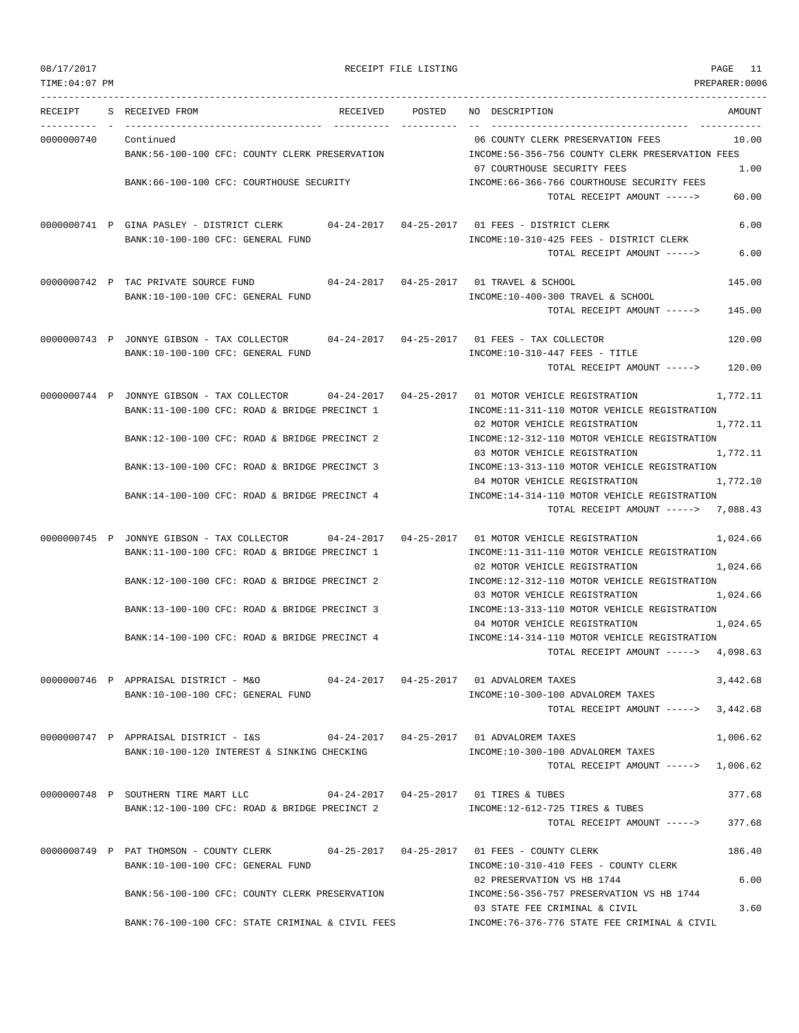| RECEIPT | S | RECEIVED FROM | RECEIVED | POSTED | NO | DESCRIPTION | AMOUNT |
|---|---|---|---|---|---|---|---|
| 0000000740 | | Continued | | | 06 | COUNTY CLERK PRESERVATION FEES | 10.00 |
| | | BANK:56-100-100 CFC: COUNTY CLERK PRESERVATION | | | | INCOME:56-356-756 COUNTY CLERK PRESERVATION FEES | |
| | | | | | 07 | COURTHOUSE SECURITY FEES | 1.00 |
| | | BANK:66-100-100 CFC: COURTHOUSE SECURITY | | | | INCOME:66-366-766 COURTHOUSE SECURITY FEES | |
| | | | | | | TOTAL RECEIPT AMOUNT -----> | 60.00 |
| 0000000741 | P | GINA PASLEY - DISTRICT CLERK | 04-24-2017 | 04-25-2017 | 01 | FEES - DISTRICT CLERK | 6.00 |
| | | BANK:10-100-100 CFC: GENERAL FUND | | | | INCOME:10-310-425 FEES - DISTRICT CLERK | |
| | | | | | | TOTAL RECEIPT AMOUNT -----> | 6.00 |
| 0000000742 | P | TAC PRIVATE SOURCE FUND | 04-24-2017 | 04-25-2017 | 01 | TRAVEL & SCHOOL | 145.00 |
| | | BANK:10-100-100 CFC: GENERAL FUND | | | | INCOME:10-400-300 TRAVEL & SCHOOL | |
| | | | | | | TOTAL RECEIPT AMOUNT -----> | 145.00 |
| 0000000743 | P | JONNYE GIBSON - TAX COLLECTOR | 04-24-2017 | 04-25-2017 | 01 | FEES - TAX COLLECTOR | 120.00 |
| | | BANK:10-100-100 CFC: GENERAL FUND | | | | INCOME:10-310-447 FEES - TITLE | |
| | | | | | | TOTAL RECEIPT AMOUNT -----> | 120.00 |
| 0000000744 | P | JONNYE GIBSON - TAX COLLECTOR | 04-24-2017 | 04-25-2017 | 01 | MOTOR VEHICLE REGISTRATION | 1,772.11 |
| | | BANK:11-100-100 CFC: ROAD & BRIDGE PRECINCT 1 | | | | INCOME:11-311-110 MOTOR VEHICLE REGISTRATION | |
| | | | | | 02 | MOTOR VEHICLE REGISTRATION | 1,772.11 |
| | | BANK:12-100-100 CFC: ROAD & BRIDGE PRECINCT 2 | | | | INCOME:12-312-110 MOTOR VEHICLE REGISTRATION | |
| | | | | | 03 | MOTOR VEHICLE REGISTRATION | 1,772.11 |
| | | BANK:13-100-100 CFC: ROAD & BRIDGE PRECINCT 3 | | | | INCOME:13-313-110 MOTOR VEHICLE REGISTRATION | |
| | | | | | 04 | MOTOR VEHICLE REGISTRATION | 1,772.10 |
| | | BANK:14-100-100 CFC: ROAD & BRIDGE PRECINCT 4 | | | | INCOME:14-314-110 MOTOR VEHICLE REGISTRATION | |
| | | | | | | TOTAL RECEIPT AMOUNT -----> | 7,088.43 |
| 0000000745 | P | JONNYE GIBSON - TAX COLLECTOR | 04-24-2017 | 04-25-2017 | 01 | MOTOR VEHICLE REGISTRATION | 1,024.66 |
| | | BANK:11-100-100 CFC: ROAD & BRIDGE PRECINCT 1 | | | | INCOME:11-311-110 MOTOR VEHICLE REGISTRATION | |
| | | | | | 02 | MOTOR VEHICLE REGISTRATION | 1,024.66 |
| | | BANK:12-100-100 CFC: ROAD & BRIDGE PRECINCT 2 | | | | INCOME:12-312-110 MOTOR VEHICLE REGISTRATION | |
| | | | | | 03 | MOTOR VEHICLE REGISTRATION | 1,024.66 |
| | | BANK:13-100-100 CFC: ROAD & BRIDGE PRECINCT 3 | | | | INCOME:13-313-110 MOTOR VEHICLE REGISTRATION | |
| | | | | | 04 | MOTOR VEHICLE REGISTRATION | 1,024.65 |
| | | BANK:14-100-100 CFC: ROAD & BRIDGE PRECINCT 4 | | | | INCOME:14-314-110 MOTOR VEHICLE REGISTRATION | |
| | | | | | | TOTAL RECEIPT AMOUNT -----> | 4,098.63 |
| 0000000746 | P | APPRAISAL DISTRICT - M&O | 04-24-2017 | 04-25-2017 | 01 | ADVALOREM TAXES | 3,442.68 |
| | | BANK:10-100-100 CFC: GENERAL FUND | | | | INCOME:10-300-100 ADVALOREM TAXES | |
| | | | | | | TOTAL RECEIPT AMOUNT -----> | 3,442.68 |
| 0000000747 | P | APPRAISAL DISTRICT - I&S | 04-24-2017 | 04-25-2017 | 01 | ADVALOREM TAXES | 1,006.62 |
| | | BANK:10-100-120 INTEREST & SINKING CHECKING | | | | INCOME:10-300-100 ADVALOREM TAXES | |
| | | | | | | TOTAL RECEIPT AMOUNT -----> | 1,006.62 |
| 0000000748 | P | SOUTHERN TIRE MART LLC | 04-24-2017 | 04-25-2017 | 01 | TIRES & TUBES | 377.68 |
| | | BANK:12-100-100 CFC: ROAD & BRIDGE PRECINCT 2 | | | | INCOME:12-612-725 TIRES & TUBES | |
| | | | | | | TOTAL RECEIPT AMOUNT -----> | 377.68 |
| 0000000749 | P | PAT THOMSON - COUNTY CLERK | 04-25-2017 | 04-25-2017 | 01 | FEES - COUNTY CLERK | 186.40 |
| | | BANK:10-100-100 CFC: GENERAL FUND | | | | INCOME:10-310-410 FEES - COUNTY CLERK | |
| | | | | | 02 | PRESERVATION VS HB 1744 | 6.00 |
| | | BANK:56-100-100 CFC: COUNTY CLERK PRESERVATION | | | | INCOME:56-356-757 PRESERVATION VS HB 1744 | |
| | | | | | 03 | STATE FEE CRIMINAL & CIVIL | 3.60 |
| | | BANK:76-100-100 CFC: STATE CRIMINAL & CIVIL FEES | | | | INCOME:76-376-776 STATE FEE CRIMINAL & CIVIL | |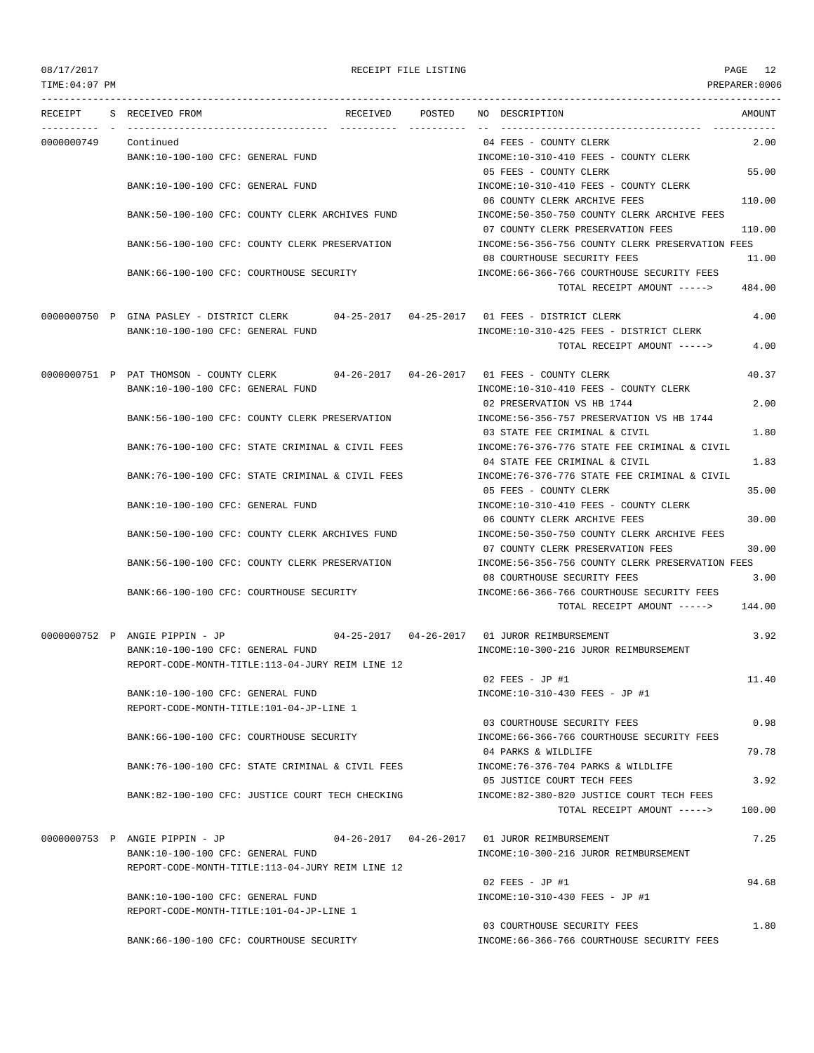08/17/2017 RECEIPT FILE LISTING PAGE 12

TIME:04:07 PM PREPARER:0006

| RECEIPT | S | RECEIVED FROM | RECEIVED | POSTED | NO DESCRIPTION | AMOUNT |
|---|---|---|---|---|---|---|
| 0000000749 | | Continued | | | 04 FEES - COUNTY CLERK | 2.00 |
| | | BANK:10-100-100 CFC: GENERAL FUND | | | INCOME:10-310-410 FEES - COUNTY CLERK | |
| | | | | | 05 FEES - COUNTY CLERK | 55.00 |
| | | BANK:10-100-100 CFC: GENERAL FUND | | | INCOME:10-310-410 FEES - COUNTY CLERK | |
| | | | | | 06 COUNTY CLERK ARCHIVE FEES | 110.00 |
| | | BANK:50-100-100 CFC: COUNTY CLERK ARCHIVES FUND | | | INCOME:50-350-750 COUNTY CLERK ARCHIVE FEES | |
| | | | | | 07 COUNTY CLERK PRESERVATION FEES | 110.00 |
| | | BANK:56-100-100 CFC: COUNTY CLERK PRESERVATION | | | INCOME:56-356-756 COUNTY CLERK PRESERVATION FEES | |
| | | | | | 08 COURTHOUSE SECURITY FEES | 11.00 |
| | | BANK:66-100-100 CFC: COURTHOUSE SECURITY | | | INCOME:66-366-766 COURTHOUSE SECURITY FEES | |
| | | | | | TOTAL RECEIPT AMOUNT -----> | 484.00 |
| 0000000750 | P | GINA PASLEY - DISTRICT CLERK | 04-25-2017 | 04-25-2017 | 01 FEES - DISTRICT CLERK | 4.00 |
| | | BANK:10-100-100 CFC: GENERAL FUND | | | INCOME:10-310-425 FEES - DISTRICT CLERK | |
| | | | | | TOTAL RECEIPT AMOUNT -----> | 4.00 |
| 0000000751 | P | PAT THOMSON - COUNTY CLERK | 04-26-2017 | 04-26-2017 | 01 FEES - COUNTY CLERK | 40.37 |
| | | BANK:10-100-100 CFC: GENERAL FUND | | | INCOME:10-310-410 FEES - COUNTY CLERK | |
| | | | | | 02 PRESERVATION VS HB 1744 | 2.00 |
| | | BANK:56-100-100 CFC: COUNTY CLERK PRESERVATION | | | INCOME:56-356-757 PRESERVATION VS HB 1744 | |
| | | | | | 03 STATE FEE CRIMINAL & CIVIL | 1.80 |
| | | BANK:76-100-100 CFC: STATE CRIMINAL & CIVIL FEES | | | INCOME:76-376-776 STATE FEE CRIMINAL & CIVIL | |
| | | | | | 04 STATE FEE CRIMINAL & CIVIL | 1.83 |
| | | BANK:76-100-100 CFC: STATE CRIMINAL & CIVIL FEES | | | INCOME:76-376-776 STATE FEE CRIMINAL & CIVIL | |
| | | | | | 05 FEES - COUNTY CLERK | 35.00 |
| | | BANK:10-100-100 CFC: GENERAL FUND | | | INCOME:10-310-410 FEES - COUNTY CLERK | |
| | | | | | 06 COUNTY CLERK ARCHIVE FEES | 30.00 |
| | | BANK:50-100-100 CFC: COUNTY CLERK ARCHIVES FUND | | | INCOME:50-350-750 COUNTY CLERK ARCHIVE FEES | |
| | | | | | 07 COUNTY CLERK PRESERVATION FEES | 30.00 |
| | | BANK:56-100-100 CFC: COUNTY CLERK PRESERVATION | | | INCOME:56-356-756 COUNTY CLERK PRESERVATION FEES | |
| | | | | | 08 COURTHOUSE SECURITY FEES | 3.00 |
| | | BANK:66-100-100 CFC: COURTHOUSE SECURITY | | | INCOME:66-366-766 COURTHOUSE SECURITY FEES | |
| | | | | | TOTAL RECEIPT AMOUNT -----> | 144.00 |
| 0000000752 | P | ANGIE PIPPIN - JP | 04-25-2017 | 04-26-2017 | 01 JUROR REIMBURSEMENT | 3.92 |
| | | BANK:10-100-100 CFC: GENERAL FUND | | | INCOME:10-300-216 JUROR REIMBURSEMENT | |
| | | REPORT-CODE-MONTH-TITLE:113-04-JURY REIM LINE 12 | | | | |
| | | | | | 02 FEES - JP #1 | 11.40 |
| | | BANK:10-100-100 CFC: GENERAL FUND | | | INCOME:10-310-430 FEES - JP #1 | |
| | | REPORT-CODE-MONTH-TITLE:101-04-JP-LINE 1 | | | | |
| | | | | | 03 COURTHOUSE SECURITY FEES | 0.98 |
| | | BANK:66-100-100 CFC: COURTHOUSE SECURITY | | | INCOME:66-366-766 COURTHOUSE SECURITY FEES | |
| | | | | | 04 PARKS & WILDLIFE | 79.78 |
| | | BANK:76-100-100 CFC: STATE CRIMINAL & CIVIL FEES | | | INCOME:76-376-704 PARKS & WILDLIFE | |
| | | | | | 05 JUSTICE COURT TECH FEES | 3.92 |
| | | BANK:82-100-100 CFC: JUSTICE COURT TECH CHECKING | | | INCOME:82-380-820 JUSTICE COURT TECH FEES | |
| | | | | | TOTAL RECEIPT AMOUNT -----> | 100.00 |
| 0000000753 | P | ANGIE PIPPIN - JP | 04-26-2017 | 04-26-2017 | 01 JUROR REIMBURSEMENT | 7.25 |
| | | BANK:10-100-100 CFC: GENERAL FUND | | | INCOME:10-300-216 JUROR REIMBURSEMENT | |
| | | REPORT-CODE-MONTH-TITLE:113-04-JURY REIM LINE 12 | | | | |
| | | | | | 02 FEES - JP #1 | 94.68 |
| | | BANK:10-100-100 CFC: GENERAL FUND | | | INCOME:10-310-430 FEES - JP #1 | |
| | | REPORT-CODE-MONTH-TITLE:101-04-JP-LINE 1 | | | | |
| | | | | | 03 COURTHOUSE SECURITY FEES | 1.80 |
| | | BANK:66-100-100 CFC: COURTHOUSE SECURITY | | | INCOME:66-366-766 COURTHOUSE SECURITY FEES | |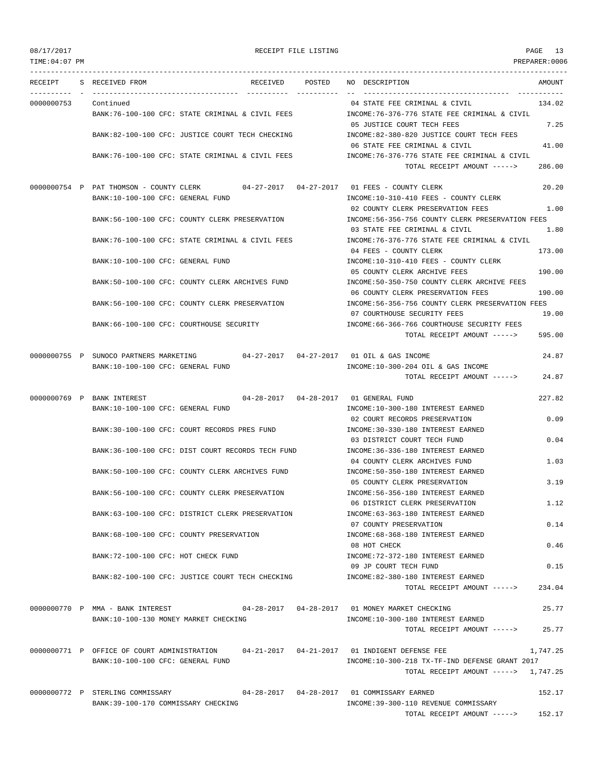08/17/2017 RECEIPT FILE LISTING
TIME:04:07 PM PREPARER:0006

| RECEIPT | S | RECEIVED FROM | RECEIVED | POSTED | NO | DESCRIPTION | AMOUNT |
|---|---|---|---|---|---|---|---|
| 0000000753 | | Continued | | | 04 | STATE FEE CRIMINAL & CIVIL | 134.02 |
| | | BANK:76-100-100 CFC: STATE CRIMINAL & CIVIL FEES | | | | INCOME:76-376-776 STATE FEE CRIMINAL & CIVIL | |
| | | | | | 05 | JUSTICE COURT TECH FEES | 7.25 |
| | | BANK:82-100-100 CFC: JUSTICE COURT TECH CHECKING | | | | INCOME:82-380-820 JUSTICE COURT TECH FEES | |
| | | | | | 06 | STATE FEE CRIMINAL & CIVIL | 41.00 |
| | | BANK:76-100-100 CFC: STATE CRIMINAL & CIVIL FEES | | | | INCOME:76-376-776 STATE FEE CRIMINAL & CIVIL | |
| | | | | | | TOTAL RECEIPT AMOUNT -----> | 286.00 |
| 0000000754 | P | PAT THOMSON - COUNTY CLERK | 04-27-2017 | 04-27-2017 | 01 | FEES - COUNTY CLERK | 20.20 |
| | | BANK:10-100-100 CFC: GENERAL FUND | | | | INCOME:10-310-410 FEES - COUNTY CLERK | |
| | | | | | 02 | COUNTY CLERK PRESERVATION FEES | 1.00 |
| | | BANK:56-100-100 CFC: COUNTY CLERK PRESERVATION | | | | INCOME:56-356-756 COUNTY CLERK PRESERVATION FEES | |
| | | | | | 03 | STATE FEE CRIMINAL & CIVIL | 1.80 |
| | | BANK:76-100-100 CFC: STATE CRIMINAL & CIVIL FEES | | | | INCOME:76-376-776 STATE FEE CRIMINAL & CIVIL | |
| | | | | | 04 | FEES - COUNTY CLERK | 173.00 |
| | | BANK:10-100-100 CFC: GENERAL FUND | | | | INCOME:10-310-410 FEES - COUNTY CLERK | |
| | | | | | 05 | COUNTY CLERK ARCHIVE FEES | 190.00 |
| | | BANK:50-100-100 CFC: COUNTY CLERK ARCHIVES FUND | | | | INCOME:50-350-750 COUNTY CLERK ARCHIVE FEES | |
| | | | | | 06 | COUNTY CLERK PRESERVATION FEES | 190.00 |
| | | BANK:56-100-100 CFC: COUNTY CLERK PRESERVATION | | | | INCOME:56-356-756 COUNTY CLERK PRESERVATION FEES | |
| | | | | | 07 | COURTHOUSE SECURITY FEES | 19.00 |
| | | BANK:66-100-100 CFC: COURTHOUSE SECURITY | | | | INCOME:66-366-766 COURTHOUSE SECURITY FEES | |
| | | | | | | TOTAL RECEIPT AMOUNT -----> | 595.00 |
| 0000000755 | P | SUNOCO PARTNERS MARKETING | 04-27-2017 | 04-27-2017 | 01 | OIL & GAS INCOME | 24.87 |
| | | BANK:10-100-100 CFC: GENERAL FUND | | | | INCOME:10-300-204 OIL & GAS INCOME | |
| | | | | | | TOTAL RECEIPT AMOUNT -----> | 24.87 |
| 0000000769 | P | BANK INTEREST | 04-28-2017 | 04-28-2017 | 01 | GENERAL FUND | 227.82 |
| | | BANK:10-100-100 CFC: GENERAL FUND | | | | INCOME:10-300-180 INTEREST EARNED | |
| | | | | | 02 | COURT RECORDS PRESERVATION | 0.09 |
| | | BANK:30-100-100 CFC: COURT RECORDS PRES FUND | | | | INCOME:30-330-180 INTEREST EARNED | |
| | | | | | 03 | DISTRICT COURT TECH FUND | 0.04 |
| | | BANK:36-100-100 CFC: DIST COURT RECORDS TECH FUND | | | | INCOME:36-336-180 INTEREST EARNED | |
| | | | | | 04 | COUNTY CLERK ARCHIVES FUND | 1.03 |
| | | BANK:50-100-100 CFC: COUNTY CLERK ARCHIVES FUND | | | | INCOME:50-350-180 INTEREST EARNED | |
| | | | | | 05 | COUNTY CLERK PRESERVATION | 3.19 |
| | | BANK:56-100-100 CFC: COUNTY CLERK PRESERVATION | | | | INCOME:56-356-180 INTEREST EARNED | |
| | | | | | 06 | DISTRICT CLERK PRESERVATION | 1.12 |
| | | BANK:63-100-100 CFC: DISTRICT CLERK PRESERVATION | | | | INCOME:63-363-180 INTEREST EARNED | |
| | | | | | 07 | COUNTY PRESERVATION | 0.14 |
| | | BANK:68-100-100 CFC: COUNTY PRESERVATION | | | | INCOME:68-368-180 INTEREST EARNED | |
| | | | | | 08 | HOT CHECK | 0.46 |
| | | BANK:72-100-100 CFC: HOT CHECK FUND | | | | INCOME:72-372-180 INTEREST EARNED | |
| | | | | | 09 | JP COURT TECH FUND | 0.15 |
| | | BANK:82-100-100 CFC: JUSTICE COURT TECH CHECKING | | | | INCOME:82-380-180 INTEREST EARNED | |
| | | | | | | TOTAL RECEIPT AMOUNT -----> | 234.04 |
| 0000000770 | P | MMA - BANK INTEREST | 04-28-2017 | 04-28-2017 | 01 | MONEY MARKET CHECKING | 25.77 |
| | | BANK:10-100-130 MONEY MARKET CHECKING | | | | INCOME:10-300-180 INTEREST EARNED | |
| | | | | | | TOTAL RECEIPT AMOUNT -----> | 25.77 |
| 0000000771 | P | OFFICE OF COURT ADMINISTRATION | 04-21-2017 | 04-21-2017 | 01 | INDIGENT DEFENSE FEE | 1,747.25 |
| | | BANK:10-100-100 CFC: GENERAL FUND | | | | INCOME:10-300-218 TX-TF-IND DEFENSE GRANT 2017 | |
| | | | | | | TOTAL RECEIPT AMOUNT -----> | 1,747.25 |
| 0000000772 | P | STERLING COMMISSARY | 04-28-2017 | 04-28-2017 | 01 | COMMISSARY EARNED | 152.17 |
| | | BANK:39-100-170 COMMISSARY CHECKING | | | | INCOME:39-300-110 REVENUE COMMISSARY | |
| | | | | | | TOTAL RECEIPT AMOUNT -----> | 152.17 |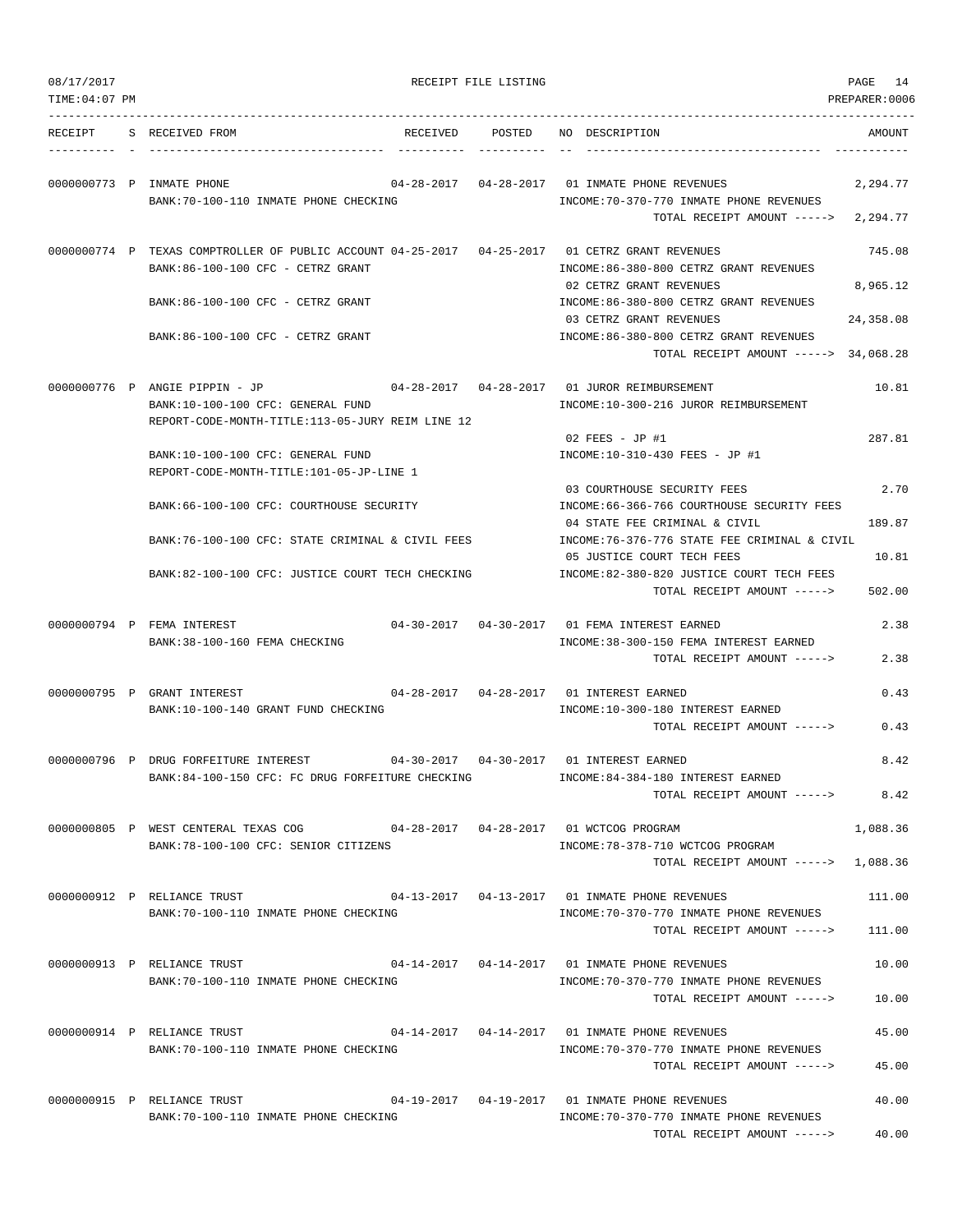RECEIPT FILE LISTING

TIME:04:07 PM PREPARER:0006

| RECEIPT | S | RECEIVED FROM | RECEIVED | POSTED | NO | DESCRIPTION | AMOUNT |
|---|---|---|---|---|---|---|---|
| 0000000773 | P | INMATE PHONE | 04-28-2017 | 04-28-2017 | 01 | INMATE PHONE REVENUES | 2,294.77 |
| | | BANK:70-100-110 INMATE PHONE CHECKING | | | | INCOME:70-370-770 INMATE PHONE REVENUES | |
| | | | | | | TOTAL RECEIPT AMOUNT -----> | 2,294.77 |
| 0000000774 | P | TEXAS COMPTROLLER OF PUBLIC ACCOUNT | 04-25-2017 | 04-25-2017 | 01 | CETRZ GRANT REVENUES | 745.08 |
| | | BANK:86-100-100 CFC - CETRZ GRANT | | | | INCOME:86-380-800 CETRZ GRANT REVENUES | |
| | | | | | 02 | CETRZ GRANT REVENUES | 8,965.12 |
| | | BANK:86-100-100 CFC - CETRZ GRANT | | | | INCOME:86-380-800 CETRZ GRANT REVENUES | |
| | | | | | 03 | CETRZ GRANT REVENUES | 24,358.08 |
| | | BANK:86-100-100 CFC - CETRZ GRANT | | | | INCOME:86-380-800 CETRZ GRANT REVENUES | |
| | | | | | | TOTAL RECEIPT AMOUNT -----> | 34,068.28 |
| 0000000776 | P | ANGIE PIPPIN - JP | 04-28-2017 | 04-28-2017 | 01 | JUROR REIMBURSEMENT | 10.81 |
| | | BANK:10-100-100 CFC: GENERAL FUND | | | | INCOME:10-300-216 JUROR REIMBURSEMENT | |
| | | REPORT-CODE-MONTH-TITLE:113-05-JURY REIM LINE 12 | | | | | |
| | | | | | 02 | FEES - JP #1 | 287.81 |
| | | BANK:10-100-100 CFC: GENERAL FUND | | | | INCOME:10-310-430 FEES - JP #1 | |
| | | REPORT-CODE-MONTH-TITLE:101-05-JP-LINE 1 | | | | | |
| | | | | | 03 | COURTHOUSE SECURITY FEES | 2.70 |
| | | BANK:66-100-100 CFC: COURTHOUSE SECURITY | | | | INCOME:66-366-766 COURTHOUSE SECURITY FEES | |
| | | | | | 04 | STATE FEE CRIMINAL & CIVIL | 189.87 |
| | | BANK:76-100-100 CFC: STATE CRIMINAL & CIVIL FEES | | | | INCOME:76-376-776 STATE FEE CRIMINAL & CIVIL | |
| | | | | | 05 | JUSTICE COURT TECH FEES | 10.81 |
| | | BANK:82-100-100 CFC: JUSTICE COURT TECH CHECKING | | | | INCOME:82-380-820 JUSTICE COURT TECH FEES | |
| | | | | | | TOTAL RECEIPT AMOUNT -----> | 502.00 |
| 0000000794 | P | FEMA INTEREST | 04-30-2017 | 04-30-2017 | 01 | FEMA INTEREST EARNED | 2.38 |
| | | BANK:38-100-160 FEMA CHECKING | | | | INCOME:38-300-150 FEMA INTEREST EARNED | |
| | | | | | | TOTAL RECEIPT AMOUNT -----> | 2.38 |
| 0000000795 | P | GRANT INTEREST | 04-28-2017 | 04-28-2017 | 01 | INTEREST EARNED | 0.43 |
| | | BANK:10-100-140 GRANT FUND CHECKING | | | | INCOME:10-300-180 INTEREST EARNED | |
| | | | | | | TOTAL RECEIPT AMOUNT -----> | 0.43 |
| 0000000796 | P | DRUG FORFEITURE INTEREST | 04-30-2017 | 04-30-2017 | 01 | INTEREST EARNED | 8.42 |
| | | BANK:84-100-150 CFC: FC DRUG FORFEITURE CHECKING | | | | INCOME:84-384-180 INTEREST EARNED | |
| | | | | | | TOTAL RECEIPT AMOUNT -----> | 8.42 |
| 0000000805 | P | WEST CENTERAL TEXAS COG | 04-28-2017 | 04-28-2017 | 01 | WCTCOG PROGRAM | 1,088.36 |
| | | BANK:78-100-100 CFC: SENIOR CITIZENS | | | | INCOME:78-378-710 WCTCOG PROGRAM | |
| | | | | | | TOTAL RECEIPT AMOUNT -----> | 1,088.36 |
| 0000000912 | P | RELIANCE TRUST | 04-13-2017 | 04-13-2017 | 01 | INMATE PHONE REVENUES | 111.00 |
| | | BANK:70-100-110 INMATE PHONE CHECKING | | | | INCOME:70-370-770 INMATE PHONE REVENUES | |
| | | | | | | TOTAL RECEIPT AMOUNT -----> | 111.00 |
| 0000000913 | P | RELIANCE TRUST | 04-14-2017 | 04-14-2017 | 01 | INMATE PHONE REVENUES | 10.00 |
| | | BANK:70-100-110 INMATE PHONE CHECKING | | | | INCOME:70-370-770 INMATE PHONE REVENUES | |
| | | | | | | TOTAL RECEIPT AMOUNT -----> | 10.00 |
| 0000000914 | P | RELIANCE TRUST | 04-14-2017 | 04-14-2017 | 01 | INMATE PHONE REVENUES | 45.00 |
| | | BANK:70-100-110 INMATE PHONE CHECKING | | | | INCOME:70-370-770 INMATE PHONE REVENUES | |
| | | | | | | TOTAL RECEIPT AMOUNT -----> | 45.00 |
| 0000000915 | P | RELIANCE TRUST | 04-19-2017 | 04-19-2017 | 01 | INMATE PHONE REVENUES | 40.00 |
| | | BANK:70-100-110 INMATE PHONE CHECKING | | | | INCOME:70-370-770 INMATE PHONE REVENUES | |
| | | | | | | TOTAL RECEIPT AMOUNT -----> | 40.00 |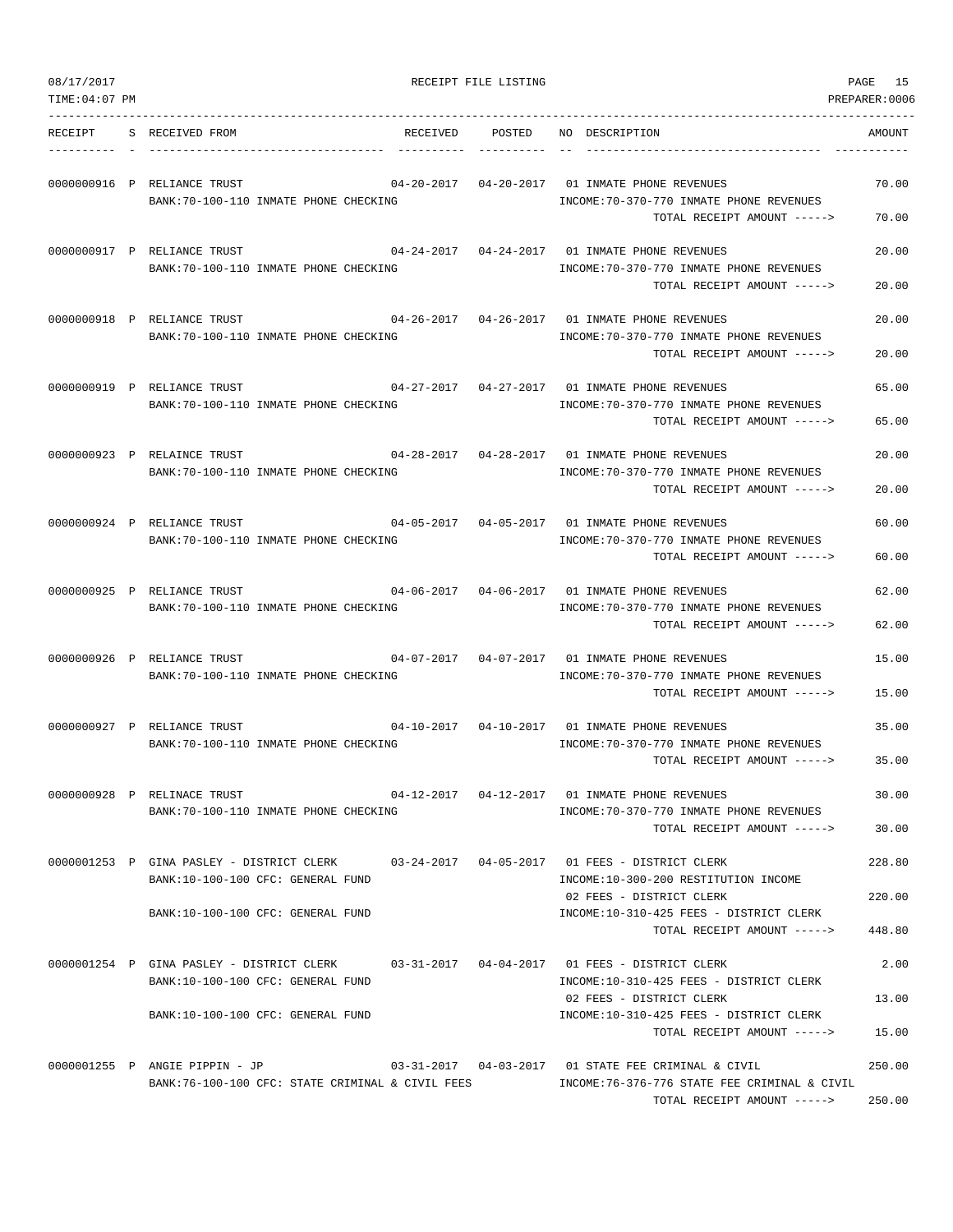08/17/2017 RECEIPT FILE LISTING PAGE 15
TIME:04:07 PM PREPARER:0006

| RECEIPT | S | RECEIVED FROM | RECEIVED | POSTED | NO | DESCRIPTION | AMOUNT |
|---|---|---|---|---|---|---|---|
| 0000000916 | P | RELIANCE TRUST | 04-20-2017 | 04-20-2017 | 01 | INMATE PHONE REVENUES | 70.00 |
| | | BANK:70-100-110 INMATE PHONE CHECKING | | | | INCOME:70-370-770 INMATE PHONE REVENUES | |
| | | | | | | TOTAL RECEIPT AMOUNT -----> | 70.00 |
| 0000000917 | P | RELIANCE TRUST | 04-24-2017 | 04-24-2017 | 01 | INMATE PHONE REVENUES | 20.00 |
| | | BANK:70-100-110 INMATE PHONE CHECKING | | | | INCOME:70-370-770 INMATE PHONE REVENUES | |
| | | | | | | TOTAL RECEIPT AMOUNT -----> | 20.00 |
| 0000000918 | P | RELIANCE TRUST | 04-26-2017 | 04-26-2017 | 01 | INMATE PHONE REVENUES | 20.00 |
| | | BANK:70-100-110 INMATE PHONE CHECKING | | | | INCOME:70-370-770 INMATE PHONE REVENUES | |
| | | | | | | TOTAL RECEIPT AMOUNT -----> | 20.00 |
| 0000000919 | P | RELIANCE TRUST | 04-27-2017 | 04-27-2017 | 01 | INMATE PHONE REVENUES | 65.00 |
| | | BANK:70-100-110 INMATE PHONE CHECKING | | | | INCOME:70-370-770 INMATE PHONE REVENUES | |
| | | | | | | TOTAL RECEIPT AMOUNT -----> | 65.00 |
| 0000000923 | P | RELAINCE TRUST | 04-28-2017 | 04-28-2017 | 01 | INMATE PHONE REVENUES | 20.00 |
| | | BANK:70-100-110 INMATE PHONE CHECKING | | | | INCOME:70-370-770 INMATE PHONE REVENUES | |
| | | | | | | TOTAL RECEIPT AMOUNT -----> | 20.00 |
| 0000000924 | P | RELIANCE TRUST | 04-05-2017 | 04-05-2017 | 01 | INMATE PHONE REVENUES | 60.00 |
| | | BANK:70-100-110 INMATE PHONE CHECKING | | | | INCOME:70-370-770 INMATE PHONE REVENUES | |
| | | | | | | TOTAL RECEIPT AMOUNT -----> | 60.00 |
| 0000000925 | P | RELIANCE TRUST | 04-06-2017 | 04-06-2017 | 01 | INMATE PHONE REVENUES | 62.00 |
| | | BANK:70-100-110 INMATE PHONE CHECKING | | | | INCOME:70-370-770 INMATE PHONE REVENUES | |
| | | | | | | TOTAL RECEIPT AMOUNT -----> | 62.00 |
| 0000000926 | P | RELIANCE TRUST | 04-07-2017 | 04-07-2017 | 01 | INMATE PHONE REVENUES | 15.00 |
| | | BANK:70-100-110 INMATE PHONE CHECKING | | | | INCOME:70-370-770 INMATE PHONE REVENUES | |
| | | | | | | TOTAL RECEIPT AMOUNT -----> | 15.00 |
| 0000000927 | P | RELIANCE TRUST | 04-10-2017 | 04-10-2017 | 01 | INMATE PHONE REVENUES | 35.00 |
| | | BANK:70-100-110 INMATE PHONE CHECKING | | | | INCOME:70-370-770 INMATE PHONE REVENUES | |
| | | | | | | TOTAL RECEIPT AMOUNT -----> | 35.00 |
| 0000000928 | P | RELINACE TRUST | 04-12-2017 | 04-12-2017 | 01 | INMATE PHONE REVENUES | 30.00 |
| | | BANK:70-100-110 INMATE PHONE CHECKING | | | | INCOME:70-370-770 INMATE PHONE REVENUES | |
| | | | | | | TOTAL RECEIPT AMOUNT -----> | 30.00 |
| 0000001253 | P | GINA PASLEY - DISTRICT CLERK | 03-24-2017 | 04-05-2017 | 01 | FEES - DISTRICT CLERK | 228.80 |
| | | BANK:10-100-100 CFC: GENERAL FUND | | | | INCOME:10-300-200 RESTITUTION INCOME | |
| | | | | | 02 | FEES - DISTRICT CLERK | 220.00 |
| | | BANK:10-100-100 CFC: GENERAL FUND | | | | INCOME:10-310-425 FEES - DISTRICT CLERK | |
| | | | | | | TOTAL RECEIPT AMOUNT -----> | 448.80 |
| 0000001254 | P | GINA PASLEY - DISTRICT CLERK | 03-31-2017 | 04-04-2017 | 01 | FEES - DISTRICT CLERK | 2.00 |
| | | BANK:10-100-100 CFC: GENERAL FUND | | | | INCOME:10-310-425 FEES - DISTRICT CLERK | |
| | | | | | 02 | FEES - DISTRICT CLERK | 13.00 |
| | | BANK:10-100-100 CFC: GENERAL FUND | | | | INCOME:10-310-425 FEES - DISTRICT CLERK | |
| | | | | | | TOTAL RECEIPT AMOUNT -----> | 15.00 |
| 0000001255 | P | ANGIE PIPPIN - JP | 03-31-2017 | 04-03-2017 | 01 | STATE FEE CRIMINAL & CIVIL | 250.00 |
| | | BANK:76-100-100 CFC: STATE CRIMINAL & CIVIL FEES | | | | INCOME:76-376-776 STATE FEE CRIMINAL & CIVIL | |
| | | | | | | TOTAL RECEIPT AMOUNT -----> | 250.00 |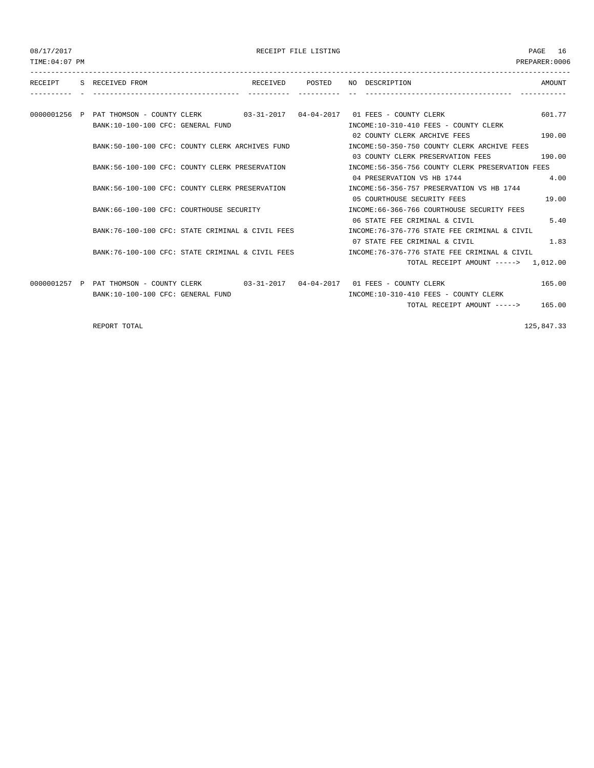08/17/2017 RECEIPT FILE LISTING
TIME:04:07 PM PREPARER:0006

| RECEIPT | S | RECEIVED FROM | RECEIVED | POSTED | NO | DESCRIPTION | AMOUNT |
|---|---|---|---|---|---|---|---|
| 0000001256 | P | PAT THOMSON - COUNTY CLERK | 03-31-2017 | 04-04-2017 | 01 | FEES - COUNTY CLERK | 601.77 |
| | | BANK:10-100-100 CFC: GENERAL FUND | | | | INCOME:10-310-410 FEES - COUNTY CLERK | |
| | | | | | 02 | COUNTY CLERK ARCHIVE FEES | 190.00 |
| | | BANK:50-100-100 CFC: COUNTY CLERK ARCHIVES FUND | | | | INCOME:50-350-750 COUNTY CLERK ARCHIVE FEES | |
| | | | | | 03 | COUNTY CLERK PRESERVATION FEES | 190.00 |
| | | BANK:56-100-100 CFC: COUNTY CLERK PRESERVATION | | | | INCOME:56-356-756 COUNTY CLERK PRESERVATION FEES | |
| | | | | | 04 | PRESERVATION VS HB 1744 | 4.00 |
| | | BANK:56-100-100 CFC: COUNTY CLERK PRESERVATION | | | | INCOME:56-356-757 PRESERVATION VS HB 1744 | |
| | | | | | 05 | COURTHOUSE SECURITY FEES | 19.00 |
| | | BANK:66-100-100 CFC: COURTHOUSE SECURITY | | | | INCOME:66-366-766 COURTHOUSE SECURITY FEES | |
| | | | | | 06 | STATE FEE CRIMINAL & CIVIL | 5.40 |
| | | BANK:76-100-100 CFC: STATE CRIMINAL & CIVIL FEES | | | | INCOME:76-376-776 STATE FEE CRIMINAL & CIVIL | |
| | | | | | 07 | STATE FEE CRIMINAL & CIVIL | 1.83 |
| | | BANK:76-100-100 CFC: STATE CRIMINAL & CIVIL FEES | | | | INCOME:76-376-776 STATE FEE CRIMINAL & CIVIL | |
| | | | | | | TOTAL RECEIPT AMOUNT -----> | 1,012.00 |
| 0000001257 | P | PAT THOMSON - COUNTY CLERK | 03-31-2017 | 04-04-2017 | 01 | FEES - COUNTY CLERK | 165.00 |
| | | BANK:10-100-100 CFC: GENERAL FUND | | | | INCOME:10-310-410 FEES - COUNTY CLERK | |
| | | | | | | TOTAL RECEIPT AMOUNT -----> | 165.00 |
| | | REPORT TOTAL | | | | | 125,847.33 |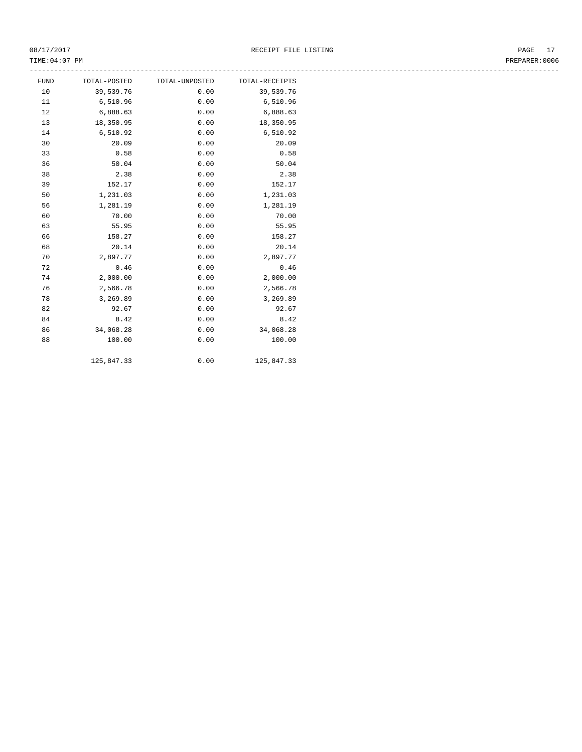08/17/2017 RECEIPT FILE LISTING

TIME:04:07 PM PREPARER:0006

| FUND | TOTAL-POSTED | TOTAL-UNPOSTED | TOTAL-RECEIPTS |
|---|---|---|---|
| 10 | 39,539.76 | 0.00 | 39,539.76 |
| 11 | 6,510.96 | 0.00 | 6,510.96 |
| 12 | 6,888.63 | 0.00 | 6,888.63 |
| 13 | 18,350.95 | 0.00 | 18,350.95 |
| 14 | 6,510.92 | 0.00 | 6,510.92 |
| 30 | 20.09 | 0.00 | 20.09 |
| 33 | 0.58 | 0.00 | 0.58 |
| 36 | 50.04 | 0.00 | 50.04 |
| 38 | 2.38 | 0.00 | 2.38 |
| 39 | 152.17 | 0.00 | 152.17 |
| 50 | 1,231.03 | 0.00 | 1,231.03 |
| 56 | 1,281.19 | 0.00 | 1,281.19 |
| 60 | 70.00 | 0.00 | 70.00 |
| 63 | 55.95 | 0.00 | 55.95 |
| 66 | 158.27 | 0.00 | 158.27 |
| 68 | 20.14 | 0.00 | 20.14 |
| 70 | 2,897.77 | 0.00 | 2,897.77 |
| 72 | 0.46 | 0.00 | 0.46 |
| 74 | 2,000.00 | 0.00 | 2,000.00 |
| 76 | 2,566.78 | 0.00 | 2,566.78 |
| 78 | 3,269.89 | 0.00 | 3,269.89 |
| 82 | 92.67 | 0.00 | 92.67 |
| 84 | 8.42 | 0.00 | 8.42 |
| 86 | 34,068.28 | 0.00 | 34,068.28 |
| 88 | 100.00 | 0.00 | 100.00 |
| | 125,847.33 | 0.00 | 125,847.33 |